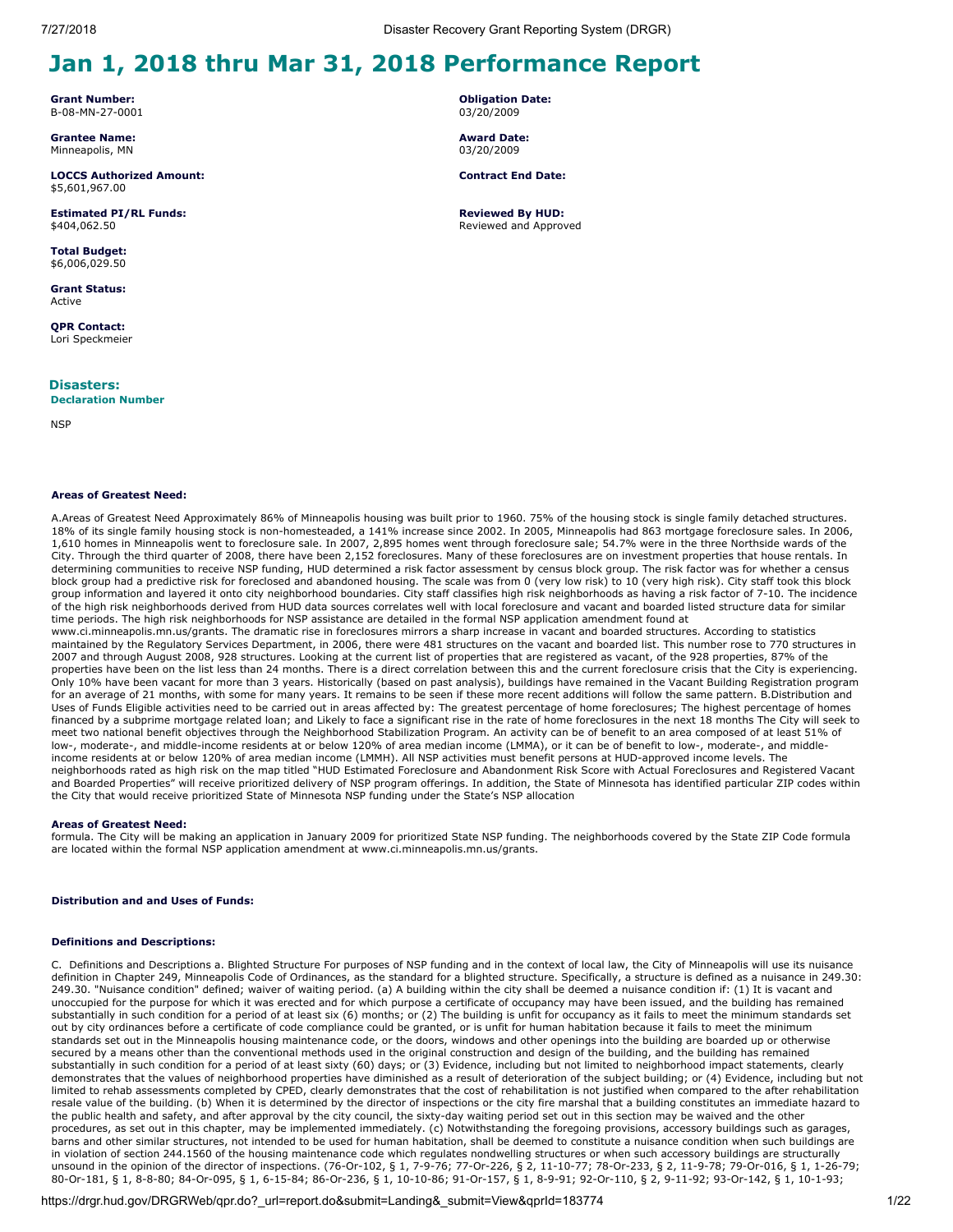# Jan 1, 2018 thru Mar 31, 2018 Performance Report

**Grant Number:**
B-08-MN-27-0001

**Obligation Date:**
03/20/2009

**Grantee Name:**
Minneapolis, MN

**Award Date:**
03/20/2009

**LOCCS Authorized Amount:**
$5,601,967.00

**Contract End Date:**

**Estimated PI/RL Funds:**
$404,062.50

**Reviewed By HUD:**
Reviewed and Approved

**Total Budget:**
$6,006,029.50

**Grant Status:**
Active

**QPR Contact:**
Lori Speckmeier

## Disasters:

**Declaration Number**

NSP

#### Areas of Greatest Need:

A.Areas of Greatest Need Approximately 86% of Minneapolis housing was built prior to 1960. 75% of the housing stock is single family detached structures. 18% of its single family housing stock is non-homesteaded, a 141% increase since 2002. In 2005, Minneapolis had 863 mortgage foreclosure sales. In 2006, 1,610 homes in Minneapolis went to foreclosure sale. In 2007, 2,895 homes went through foreclosure sale; 54.7% were in the three Northside wards of the City. Through the third quarter of 2008, there have been 2,152 foreclosures. Many of these foreclosures are on investment properties that house rentals. In determining communities to receive NSP funding, HUD determined a risk factor assessment by census block group. The risk factor was for whether a census block group had a predictive risk for foreclosed and abandoned housing. The scale was from 0 (very low risk) to 10 (very high risk). City staff took this block group information and layered it onto city neighborhood boundaries. City staff classifies high risk neighborhoods as having a risk factor of 7-10. The incidence of the high risk neighborhoods derived from HUD data sources correlates well with local foreclosure and vacant and boarded listed structure data for similar time periods. The high risk neighborhoods for NSP assistance are detailed in the formal NSP application amendment found at www.ci.minneapolis.mn.us/grants. The dramatic rise in foreclosures mirrors a sharp increase in vacant and boarded structures. According to statistics maintained by the Regulatory Services Department, in 2006, there were 481 structures on the vacant and boarded list. This number rose to 770 structures in 2007 and through August 2008, 928 structures. Looking at the current list of properties that are registered as vacant, of the 928 properties, 87% of the properties have been on the list less than 24 months. There is a direct correlation between this and the current foreclosure crisis that the City is experiencing. Only 10% have been vacant for more than 3 years. Historically (based on past analysis), buildings have remained in the Vacant Building Registration program for an average of 21 months, with some for many years. It remains to be seen if these more recent additions will follow the same pattern. B.Distribution and Uses of Funds Eligible activities need to be carried out in areas affected by: The greatest percentage of home foreclosures; The highest percentage of homes financed by a subprime mortgage related loan; and Likely to face a significant rise in the rate of home foreclosures in the next 18 months The City will seek to meet two national benefit objectives through the Neighborhood Stabilization Program. An activity can be of benefit to an area composed of at least 51% of low-, moderate-, and middle-income residents at or below 120% of area median income (LMMA), or it can be of benefit to low-, moderate-, and middle-income residents at or below 120% of area median income (LMMH). All NSP activities must benefit persons at HUD-approved income levels. The neighborhoods rated as high risk on the map titled "HUD Estimated Foreclosure and Abandonment Risk Score with Actual Foreclosures and Registered Vacant and Boarded Properties" will receive prioritized delivery of NSP program offerings. In addition, the State of Minnesota has identified particular ZIP codes within the City that would receive prioritized State of Minnesota NSP funding under the State's NSP allocation

#### Areas of Greatest Need:

formula. The City will be making an application in January 2009 for prioritized State NSP funding. The neighborhoods covered by the State ZIP Code formula are located within the formal NSP application amendment at www.ci.minneapolis.mn.us/grants.

#### Distribution and and Uses of Funds:

#### Definitions and Descriptions:

C. Definitions and Descriptions a. Blighted Structure For purposes of NSP funding and in the context of local law, the City of Minneapolis will use its nuisance definition in Chapter 249, Minneapolis Code of Ordinances, as the standard for a blighted structure. Specifically, a structure is defined as a nuisance in 249.30: 249.30. "Nuisance condition" defined; waiver of waiting period. (a) A building within the city shall be deemed a nuisance condition if: (1) It is vacant and unoccupied for the purpose for which it was erected and for which purpose a certificate of occupancy may have been issued, and the building has remained substantially in such condition for a period of at least six (6) months; or (2) The building is unfit for occupancy as it fails to meet the minimum standards set out by city ordinances before a certificate of code compliance could be granted, or is unfit for human habitation because it fails to meet the minimum standards set out in the Minneapolis housing maintenance code, or the doors, windows and other openings into the building are boarded up or otherwise secured by a means other than the conventional methods used in the original construction and design of the building, and the building has remained substantially in such condition for a period of at least sixty (60) days; or (3) Evidence, including but not limited to neighborhood impact statements, clearly demonstrates that the values of neighborhood properties have diminished as a result of deterioration of the subject building; or (4) Evidence, including but not limited to rehab assessments completed by CPED, clearly demonstrates that the cost of rehabilitation is not justified when compared to the after rehabilitation resale value of the building. (b) When it is determined by the director of inspections or the city fire marshal that a building constitutes an immediate hazard to the public health and safety, and after approval by the city council, the sixty-day waiting period set out in this section may be waived and the other procedures, as set out in this chapter, may be implemented immediately. (c) Notwithstanding the foregoing provisions, accessory buildings such as garages, barns and other similar structures, not intended to be used for human habitation, shall be deemed to constitute a nuisance condition when such buildings are in violation of section 244.1560 of the housing maintenance code which regulates nondwelling structures or when such accessory buildings are structurally unsound in the opinion of the director of inspections. (76-Or-102, § 1, 7-9-76; 77-Or-226, § 2, 11-10-77; 78-Or-233, § 2, 11-9-78; 79-Or-016, § 1, 1-26-79; 80-Or-181, § 1, 8-8-80; 84-Or-095, § 1, 6-15-84; 86-Or-236, § 1, 10-10-86; 91-Or-157, § 1, 8-9-91; 92-Or-110, § 2, 9-11-92; 93-Or-142, § 1, 10-1-93;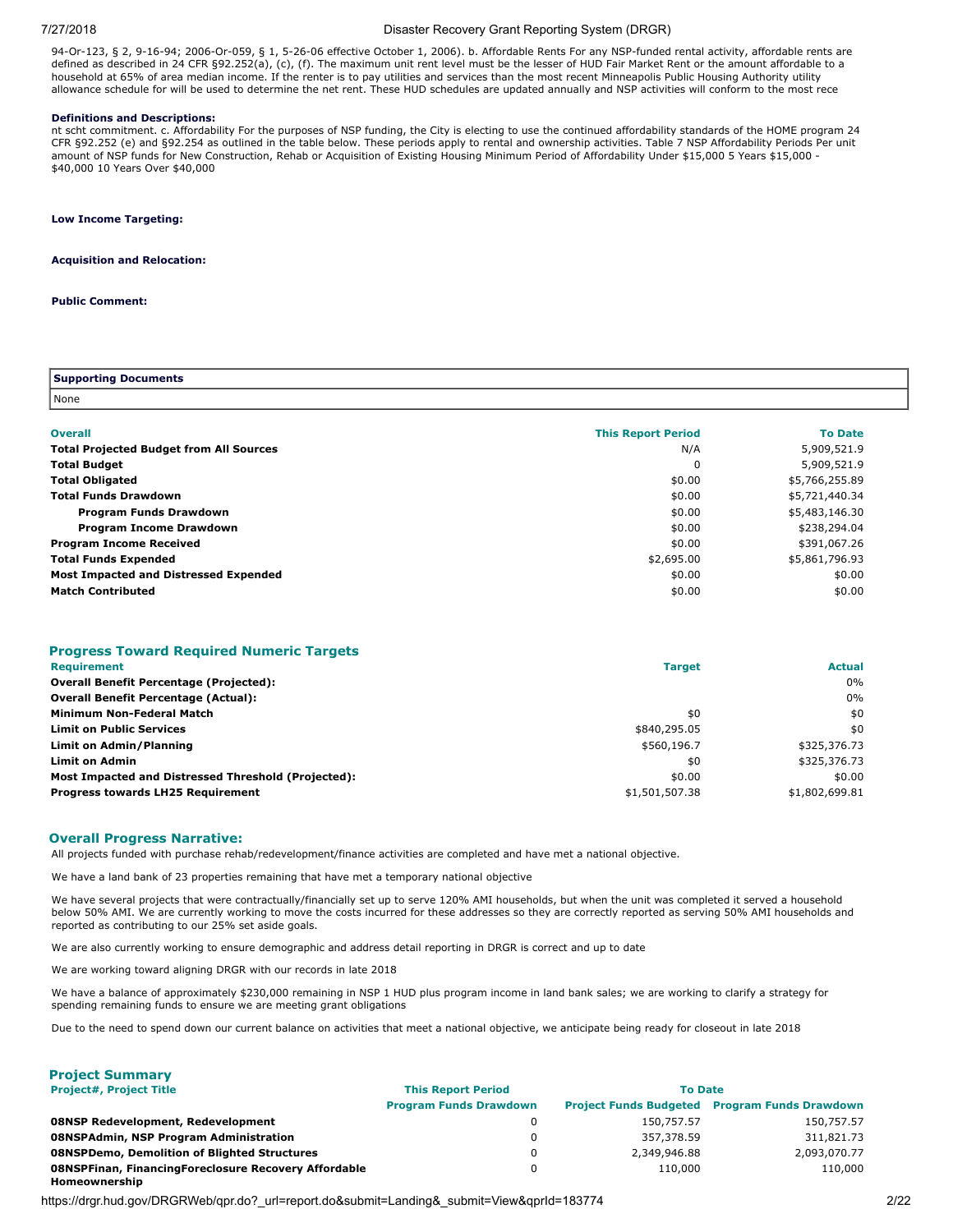94-Or-123, § 2, 9-16-94; 2006-Or-059, § 1, 5-26-06 effective October 1, 2006). b. Affordable Rents For any NSP-funded rental activity, affordable rents are defined as described in 24 CFR §92.252(a), (c), (f). The maximum unit rent level must be the lesser of HUD Fair Market Rent or the amount affordable to a household at 65% of area median income. If the renter is to pay utilities and services than the most recent Minneapolis Public Housing Authority utility allowance schedule for will be used to determine the net rent. These HUD schedules are updated annually and NSP activities will conform to the most rece

**Definitions and Descriptions:**

nt scht commitment. c. Affordability For the purposes of NSP funding, the City is electing to use the continued affordability standards of the HOME program 24 CFR §92.252 (e) and §92.254 as outlined in the table below. These periods apply to rental and ownership activities. Table 7 NSP Affordability Periods Per unit amount of NSP funds for New Construction, Rehab or Acquisition of Existing Housing Minimum Period of Affordability Under $15,000 5 Years $15,000 - $40,000 10 Years Over $40,000

**Low Income Targeting:**

**Acquisition and Relocation:**

**Public Comment:**

| Supporting Documents |
|---|
| None |

| Overall | This Report Period | To Date |
|---|---|---|
| **Total Projected Budget from All Sources** | N/A | 5,909,521.9 |
| **Total Budget** | 0 | 5,909,521.9 |
| **Total Obligated** | $0.00 | $5,766,255.89 |
| **Total Funds Drawdown** | $0.00 | $5,721,440.34 |
| **Program Funds Drawdown** | $0.00 | $5,483,146.30 |
| **Program Income Drawdown** | $0.00 | $238,294.04 |
| **Program Income Received** | $0.00 | $391,067.26 |
| **Total Funds Expended** | $2,695.00 | $5,861,796.93 |
| **Most Impacted and Distressed Expended** | $0.00 | $0.00 |
| **Match Contributed** | $0.00 | $0.00 |

## Progress Toward Required Numeric Targets

| Requirement | Target | Actual |
|---|---|---|
| **Overall Benefit Percentage (Projected):** | | 0% |
| **Overall Benefit Percentage (Actual):** | | 0% |
| **Minimum Non-Federal Match** | $0 | $0 |
| **Limit on Public Services** | $840,295.05 | $0 |
| **Limit on Admin/Planning** | $560,196.7 | $325,376.73 |
| **Limit on Admin** | $0 | $325,376.73 |
| **Most Impacted and Distressed Threshold (Projected):** | $0.00 | $0.00 |
| **Progress towards LH25 Requirement** | $1,501,507.38 | $1,802,699.81 |

## Overall Progress Narrative:

All projects funded with purchase rehab/redevelopment/finance activities are completed and have met a national objective.

We have a land bank of 23 properties remaining that have met a temporary national objective

We have several projects that were contractually/financially set up to serve 120% AMI households, but when the unit was completed it served a household below 50% AMI. We are currently working to move the costs incurred for these addresses so they are correctly reported as serving 50% AMI households and reported as contributing to our 25% set aside goals.

We are also currently working to ensure demographic and address detail reporting in DRGR is correct and up to date

We are working toward aligning DRGR with our records in late 2018

We have a balance of approximately $230,000 remaining in NSP 1 HUD plus program income in land bank sales; we are working to clarify a strategy for spending remaining funds to ensure we are meeting grant obligations

Due to the need to spend down our current balance on activities that meet a national objective, we anticipate being ready for closeout in late 2018

## Project Summary

| Project#, Project Title | This Report Period | To Date | |
|---|---|---|---|
| | Program Funds Drawdown | Project Funds Budgeted | Program Funds Drawdown |
| **08NSP Redevelopment, Redevelopment** | 0 | 150,757.57 | 150,757.57 |
| **08NSPAdmin, NSP Program Administration** | 0 | 357,378.59 | 311,821.73 |
| **08NSPDemo, Demolition of Blighted Structures** | 0 | 2,349,946.88 | 2,093,070.77 |
| **08NSPFinan, FinancingForeclosure Recovery Affordable Homeownership** | 0 | 110,000 | 110,000 |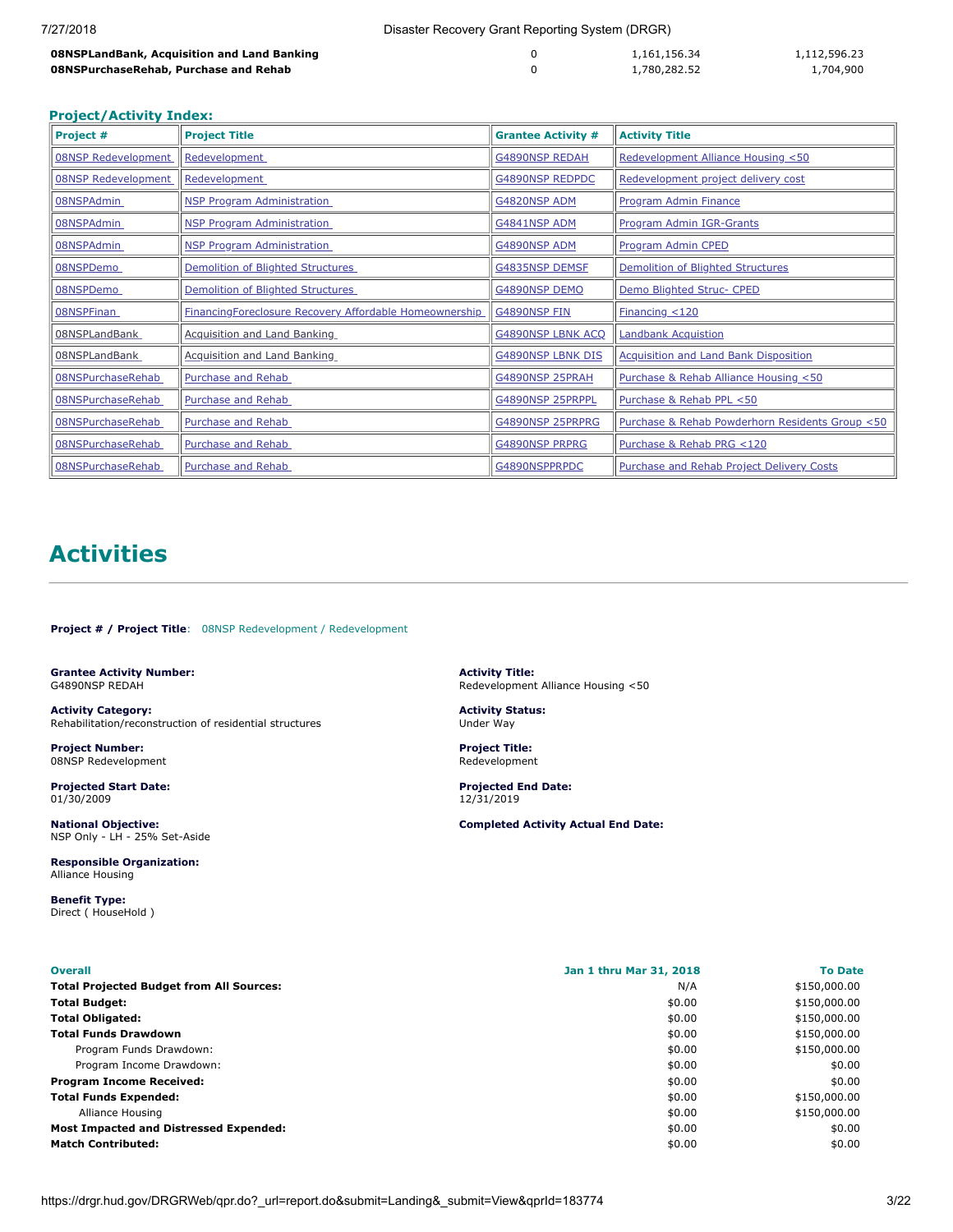| | | | |
|---|---|---|---|
| **08NSPLandBank, Acquisition and Land Banking** | 0 | 1,161,156.34 | 1,112,596.23 |
| **08NSPurchaseRehab, Purchase and Rehab** | 0 | 1,780,282.52 | 1,704,900 |

### Project/Activity Index:

| Project # | Project Title | Grantee Activity # | Activity Title |
|---|---|---|---|
| 08NSP Redevelopment | Redevelopment | G4890NSP REDAH | Redevelopment Alliance Housing <50 |
| 08NSP Redevelopment | Redevelopment | G4890NSP REDPDC | Redevelopment project delivery cost |
| 08NSPAdmin | NSP Program Administration | G4820NSP ADM | Program Admin Finance |
| 08NSPAdmin | NSP Program Administration | G4841NSP ADM | Program Admin IGR-Grants |
| 08NSPAdmin | NSP Program Administration | G4890NSP ADM | Program Admin CPED |
| 08NSPDemo | Demolition of Blighted Structures | G4835NSP DEMSF | Demolition of Blighted Structures |
| 08NSPDemo | Demolition of Blighted Structures | G4890NSP DEMO | Demo Blighted Struc- CPED |
| 08NSPFinan | FinancingForeclosure Recovery Affordable Homeownership | G4890NSP FIN | Financing <120 |
| 08NSPLandBank | Acquisition and Land Banking | G4890NSP LBNK ACQ | Landbank Acquistion |
| 08NSPLandBank | Acquisition and Land Banking | G4890NSP LBNK DIS | Acquisition and Land Bank Disposition |
| 08NSPurchaseRehab | Purchase and Rehab | G4890NSP 25PRAH | Purchase & Rehab Alliance Housing <50 |
| 08NSPurchaseRehab | Purchase and Rehab | G4890NSP 25PRPPL | Purchase & Rehab PPL <50 |
| 08NSPurchaseRehab | Purchase and Rehab | G4890NSP 25PRPRG | Purchase & Rehab Powderhorn Residents Group <50 |
| 08NSPurchaseRehab | Purchase and Rehab | G4890NSP PRPRG | Purchase & Rehab PRG <120 |
| 08NSPurchaseRehab | Purchase and Rehab | G4890NSPPRPDC | Purchase and Rehab Project Delivery Costs |

# Activities

**Project # / Project Title**: 08NSP Redevelopment / Redevelopment

**Grantee Activity Number:**
G4890NSP REDAH

**Activity Title:**
Redevelopment Alliance Housing <50

**Activity Category:**
Rehabilitation/reconstruction of residential structures

**Activity Status:**
Under Way

**Project Number:**
08NSP Redevelopment

**Project Title:**
Redevelopment

**Projected Start Date:**
01/30/2009

**Projected End Date:**
12/31/2019

**National Objective:**
NSP Only - LH - 25% Set-Aside

**Completed Activity Actual End Date:**

**Responsible Organization:**
Alliance Housing

**Benefit Type:**
Direct ( HouseHold )

| Overall | Jan 1 thru Mar 31, 2018 | To Date |
|---|---|---|
| **Total Projected Budget from All Sources:** | N/A | $150,000.00 |
| **Total Budget:** | $0.00 | $150,000.00 |
| **Total Obligated:** | $0.00 | $150,000.00 |
| **Total Funds Drawdown** | $0.00 | $150,000.00 |
| Program Funds Drawdown: | $0.00 | $150,000.00 |
| Program Income Drawdown: | $0.00 | $0.00 |
| **Program Income Received:** | $0.00 | $0.00 |
| **Total Funds Expended:** | $0.00 | $150,000.00 |
| Alliance Housing | $0.00 | $150,000.00 |
| **Most Impacted and Distressed Expended:** | $0.00 | $0.00 |
| **Match Contributed:** | $0.00 | $0.00 |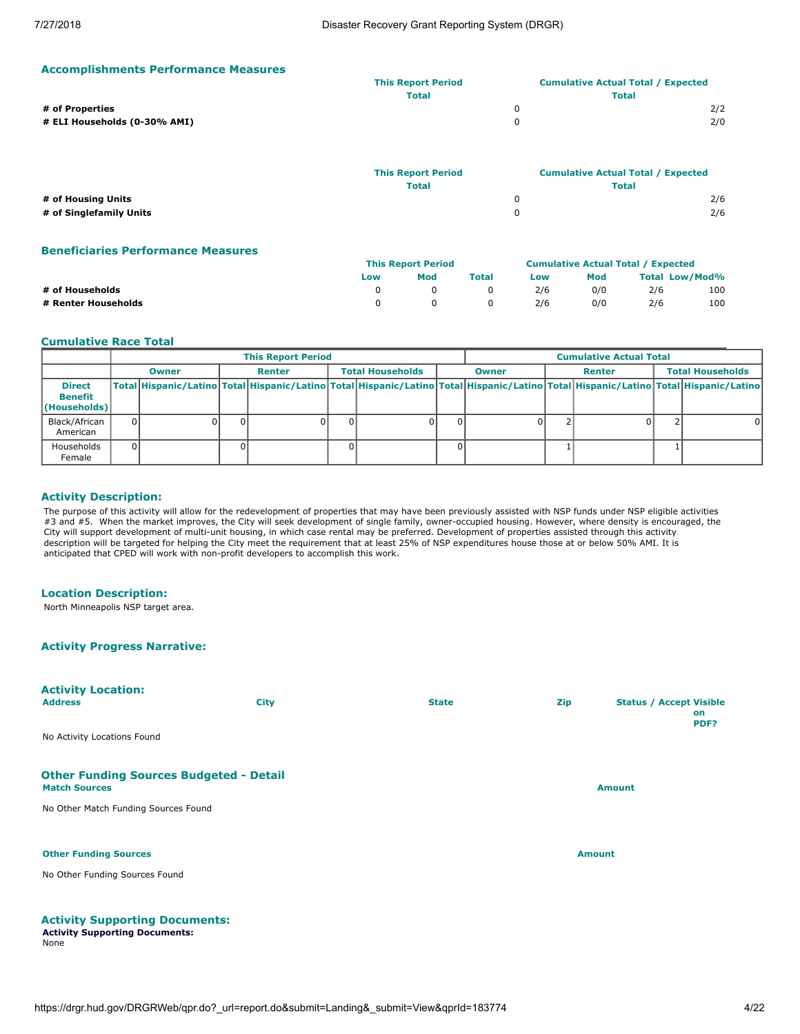## Accomplishments Performance Measures

| | This Report Period Total | Cumulative Actual Total / Expected Total |
|---|---|---|
| # of Properties | 0 | 2/2 |
| # ELI Households (0-30% AMI) | 0 | 2/0 |

| | This Report Period Total | Cumulative Actual Total / Expected Total |
|---|---|---|
| # of Housing Units | 0 | 2/6 |
| # of Singlefamily Units | 0 | 2/6 |

## Beneficiaries Performance Measures

| | This Report Period | | | Cumulative Actual Total / Expected | | | |
|---|---|---|---|---|---|---|---|
| | Low | Mod | Total | Low | Mod | Total | Low/Mod% |
| # of Households | 0 | 0 | 0 | 2/6 | 0/0 | 2/6 | 100 |
| # Renter Households | 0 | 0 | 0 | 2/6 | 0/0 | 2/6 | 100 |

## Cumulative Race Total

| | This Report Period | | | | | | Cumulative Actual Total | | | | | |
|---|---|---|---|---|---|---|---|---|---|---|---|---|
| | Owner | | Renter | | Total Households | | Owner | | Renter | | Total Households | |
| Direct Benefit (Households) | Total | Hispanic/Latino | Total | Hispanic/Latino | Total | Hispanic/Latino | Total | Hispanic/Latino | Total | Hispanic/Latino | Total | Hispanic/Latino |
| Black/African American | 0 | 0 | 0 | 0 | 0 | 0 | 0 | 0 | 2 | 0 | 2 | 0 |
| Households Female | 0 | | 0 | | 0 | | 0 | | 1 | | 1 | |

## Activity Description:

The purpose of this activity will allow for the redevelopment of properties that may have been previously assisted with NSP funds under NSP eligible activities #3 and #5. When the market improves, the City will seek development of single family, owner-occupied housing. However, where density is encouraged, the City will support development of multi-unit housing, in which case rental may be preferred. Development of properties assisted through this activity description will be targeted for helping the City meet the requirement that at least 25% of NSP expenditures house those at or below 50% AMI. It is anticipated that CPED will work with non-profit developers to accomplish this work.

## Location Description:

North Minneapolis NSP target area.

## Activity Progress Narrative:

## Activity Location:

| Address | City | State | Zip | Status / Accept Visible on PDF? |
|---|---|---|---|---|

No Activity Locations Found

## Other Funding Sources Budgeted - Detail

| Match Sources | Amount |
|---|---|

No Other Match Funding Sources Found

| Other Funding Sources | Amount |
|---|---|

No Other Funding Sources Found

## Activity Supporting Documents:

**Activity Supporting Documents:**
None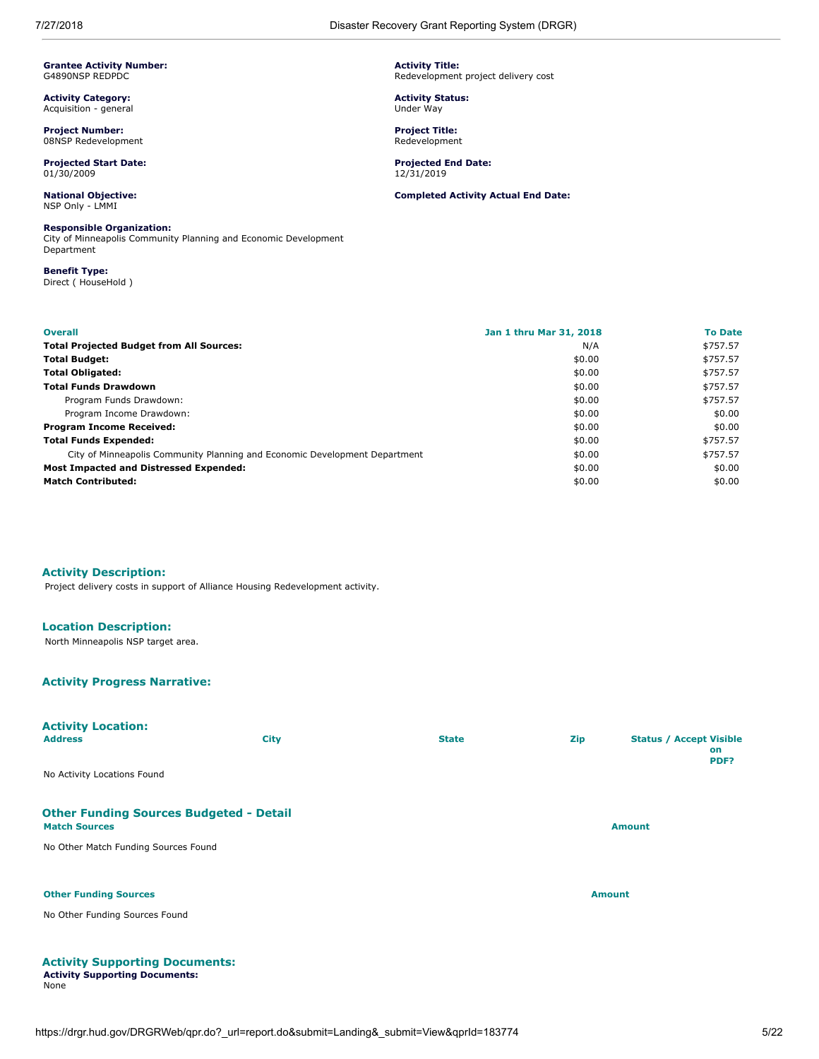**Grantee Activity Number:**
G4890NSP REDPDC

**Activity Title:**
Redevelopment project delivery cost

**Activity Category:**
Acquisition - general

**Activity Status:**
Under Way

**Project Number:**
08NSP Redevelopment

**Project Title:**
Redevelopment

**Projected Start Date:**
01/30/2009

**Projected End Date:**
12/31/2019

**National Objective:**
NSP Only - LMMI

**Completed Activity Actual End Date:**

**Responsible Organization:**
City of Minneapolis Community Planning and Economic Development Department

**Benefit Type:**
Direct ( HouseHold )

| Overall | Jan 1 thru Mar 31, 2018 | To Date |
|---|---|---|
| **Total Projected Budget from All Sources:** | N/A | $757.57 |
| **Total Budget:** | $0.00 | $757.57 |
| **Total Obligated:** | $0.00 | $757.57 |
| **Total Funds Drawdown** | $0.00 | $757.57 |
| Program Funds Drawdown: | $0.00 | $757.57 |
| Program Income Drawdown: | $0.00 | $0.00 |
| **Program Income Received:** | $0.00 | $0.00 |
| **Total Funds Expended:** | $0.00 | $757.57 |
| City of Minneapolis Community Planning and Economic Development Department | $0.00 | $757.57 |
| **Most Impacted and Distressed Expended:** | $0.00 | $0.00 |
| **Match Contributed:** | $0.00 | $0.00 |

## Activity Description:

Project delivery costs in support of Alliance Housing Redevelopment activity.

## Location Description:

North Minneapolis NSP target area.

## Activity Progress Narrative:

## Activity Location:

| Address | City | State | Zip | Status / Accept Visible on PDF? |
|---|---|---|---|---|

No Activity Locations Found

## Other Funding Sources Budgeted - Detail

| Match Sources | Amount |
|---|---|

No Other Match Funding Sources Found

| Other Funding Sources | Amount |
|---|---|

No Other Funding Sources Found

## Activity Supporting Documents:

**Activity Supporting Documents:**
None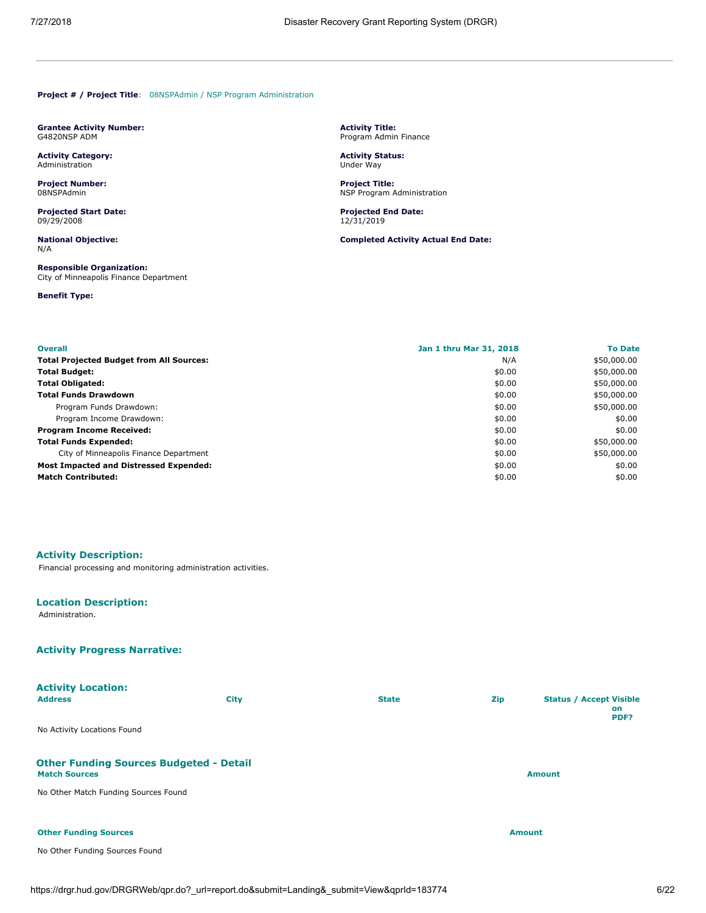**Project # / Project Title**: 08NSPAdmin / NSP Program Administration

**Grantee Activity Number:**
G4820NSP ADM

**Activity Title:**
Program Admin Finance

**Activity Category:**
Administration

**Activity Status:**
Under Way

**Project Number:**
08NSPAdmin

**Project Title:**
NSP Program Administration

**Projected Start Date:**
09/29/2008

**Projected End Date:**
12/31/2019

**National Objective:**
N/A

**Completed Activity Actual End Date:**

**Responsible Organization:**
City of Minneapolis Finance Department

**Benefit Type:**

| Overall | Jan 1 thru Mar 31, 2018 | To Date |
|---|---|---|
| **Total Projected Budget from All Sources:** | N/A | $50,000.00 |
| **Total Budget:** | $0.00 | $50,000.00 |
| **Total Obligated:** | $0.00 | $50,000.00 |
| **Total Funds Drawdown** | $0.00 | $50,000.00 |
| Program Funds Drawdown: | $0.00 | $50,000.00 |
| Program Income Drawdown: | $0.00 | $0.00 |
| **Program Income Received:** | $0.00 | $0.00 |
| **Total Funds Expended:** | $0.00 | $50,000.00 |
| City of Minneapolis Finance Department | $0.00 | $50,000.00 |
| **Most Impacted and Distressed Expended:** | $0.00 | $0.00 |
| **Match Contributed:** | $0.00 | $0.00 |

## Activity Description:

Financial processing and monitoring administration activities.

## Location Description:

Administration.

## Activity Progress Narrative:

## Activity Location:

| Address | City | State | Zip | Status / Accept Visible on PDF? |
|---|---|---|---|---|

No Activity Locations Found

## Other Funding Sources Budgeted - Detail

| Match Sources | Amount |
|---|---|

No Other Match Funding Sources Found

| Other Funding Sources | Amount |
|---|---|

No Other Funding Sources Found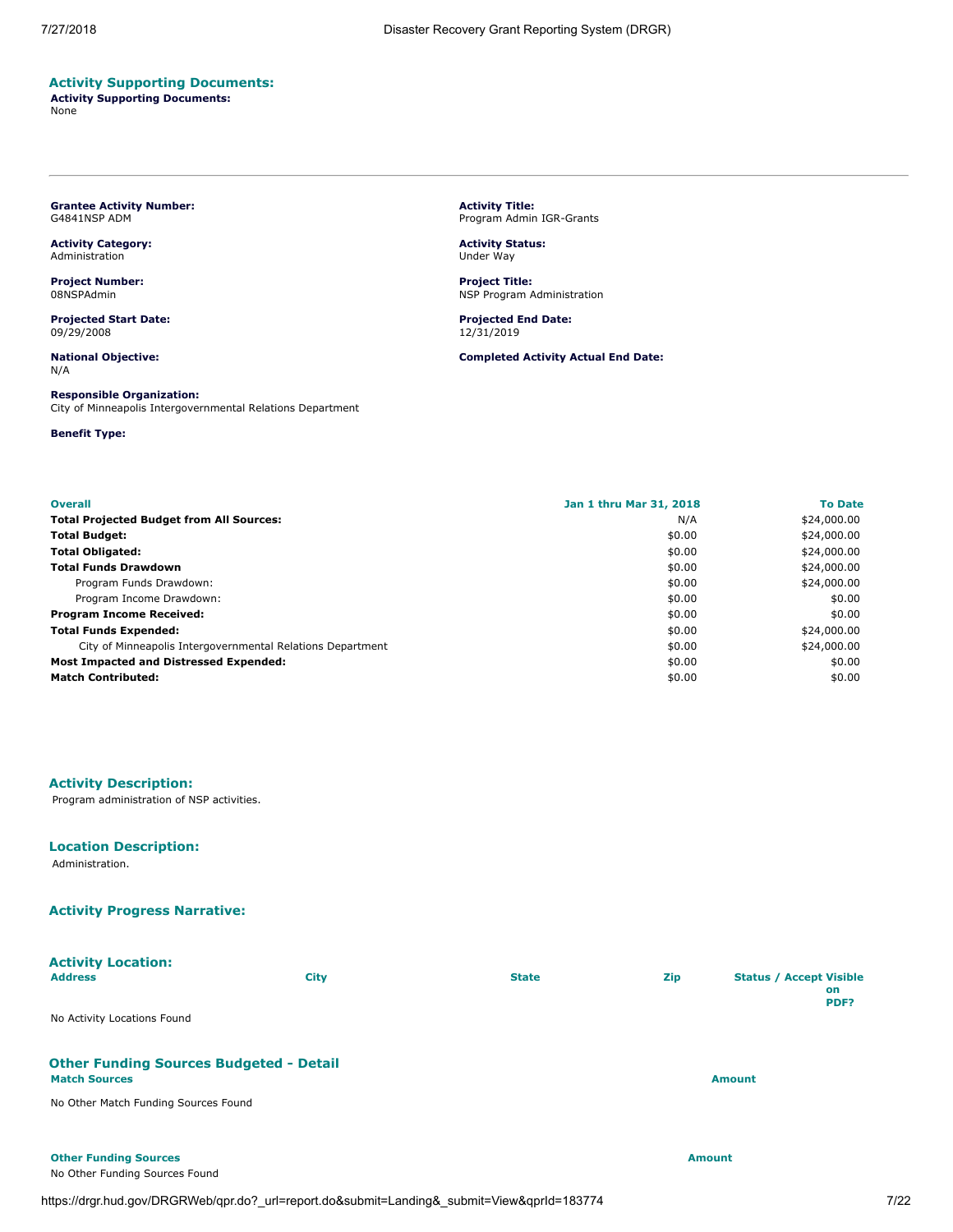## Activity Supporting Documents:

**Activity Supporting Documents:**
None

---

**Grantee Activity Number:**
G4841NSP ADM

**Activity Title:**
Program Admin IGR-Grants

**Activity Category:**
Administration

**Activity Status:**
Under Way

**Project Number:**
08NSPAdmin

**Project Title:**
NSP Program Administration

**Projected Start Date:**
09/29/2008

**Projected End Date:**
12/31/2019

**National Objective:**
N/A

**Completed Activity Actual End Date:**

**Responsible Organization:**
City of Minneapolis Intergovernmental Relations Department

**Benefit Type:**

| Overall | Jan 1 thru Mar 31, 2018 | To Date |
|---|---|---|
| **Total Projected Budget from All Sources:** | N/A | $24,000.00 |
| **Total Budget:** | $0.00 | $24,000.00 |
| **Total Obligated:** | $0.00 | $24,000.00 |
| **Total Funds Drawdown** | $0.00 | $24,000.00 |
| Program Funds Drawdown: | $0.00 | $24,000.00 |
| Program Income Drawdown: | $0.00 | $0.00 |
| **Program Income Received:** | $0.00 | $0.00 |
| **Total Funds Expended:** | $0.00 | $24,000.00 |
| City of Minneapolis Intergovernmental Relations Department | $0.00 | $24,000.00 |
| **Most Impacted and Distressed Expended:** | $0.00 | $0.00 |
| **Match Contributed:** | $0.00 | $0.00 |

## Activity Description:

Program administration of NSP activities.

## Location Description:

Administration.

## Activity Progress Narrative:

## Activity Location:

| Address | City | State | Zip | Status / Accept Visible on PDF? |
|---|---|---|---|---|

No Activity Locations Found

## Other Funding Sources Budgeted - Detail

| Match Sources | Amount |
|---|---|

No Other Match Funding Sources Found

| Other Funding Sources | Amount |
|---|---|

No Other Funding Sources Found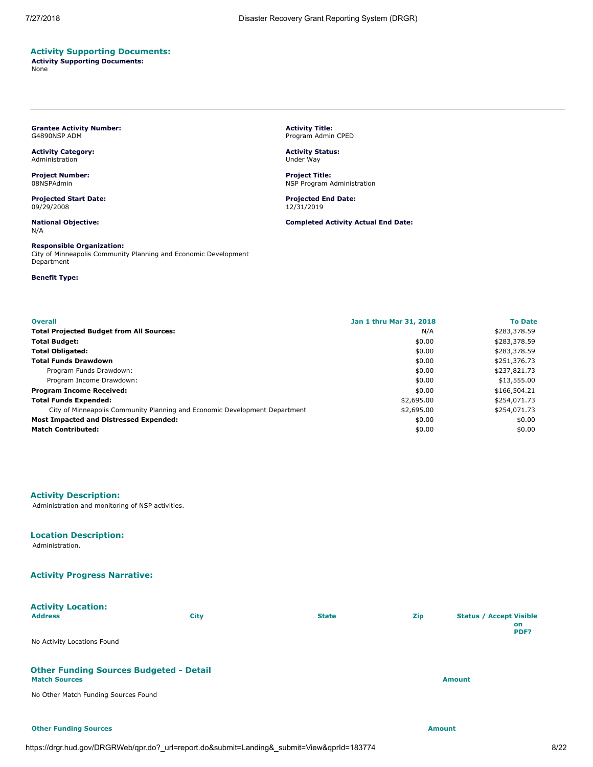## Activity Supporting Documents:

**Activity Supporting Documents:**
None

---

**Grantee Activity Number:**
G4890NSP ADM

**Activity Title:**
Program Admin CPED

**Activity Category:**
Administration

**Activity Status:**
Under Way

**Project Number:**
08NSPAdmin

**Project Title:**
NSP Program Administration

**Projected Start Date:**
09/29/2008

**Projected End Date:**
12/31/2019

**National Objective:**
N/A

**Completed Activity Actual End Date:**

**Responsible Organization:**
City of Minneapolis Community Planning and Economic Development Department

**Benefit Type:**

| Overall | Jan 1 thru Mar 31, 2018 | To Date |
|---|---|---|
| **Total Projected Budget from All Sources:** | N/A | $283,378.59 |
| **Total Budget:** | $0.00 | $283,378.59 |
| **Total Obligated:** | $0.00 | $283,378.59 |
| **Total Funds Drawdown** | $0.00 | $251,376.73 |
| Program Funds Drawdown: | $0.00 | $237,821.73 |
| Program Income Drawdown: | $0.00 | $13,555.00 |
| **Program Income Received:** | $0.00 | $166,504.21 |
| **Total Funds Expended:** | $2,695.00 | $254,071.73 |
| City of Minneapolis Community Planning and Economic Development Department | $2,695.00 | $254,071.73 |
| **Most Impacted and Distressed Expended:** | $0.00 | $0.00 |
| **Match Contributed:** | $0.00 | $0.00 |

## Activity Description:

Administration and monitoring of NSP activities.

## Location Description:

Administration.

## Activity Progress Narrative:

## Activity Location:

| Address | City | State | Zip | Status / Accept Visible on PDF? |
|---|---|---|---|---|

No Activity Locations Found

## Other Funding Sources Budgeted - Detail

| Match Sources | Amount |
|---|---|

No Other Match Funding Sources Found

| Other Funding Sources | Amount |
|---|---|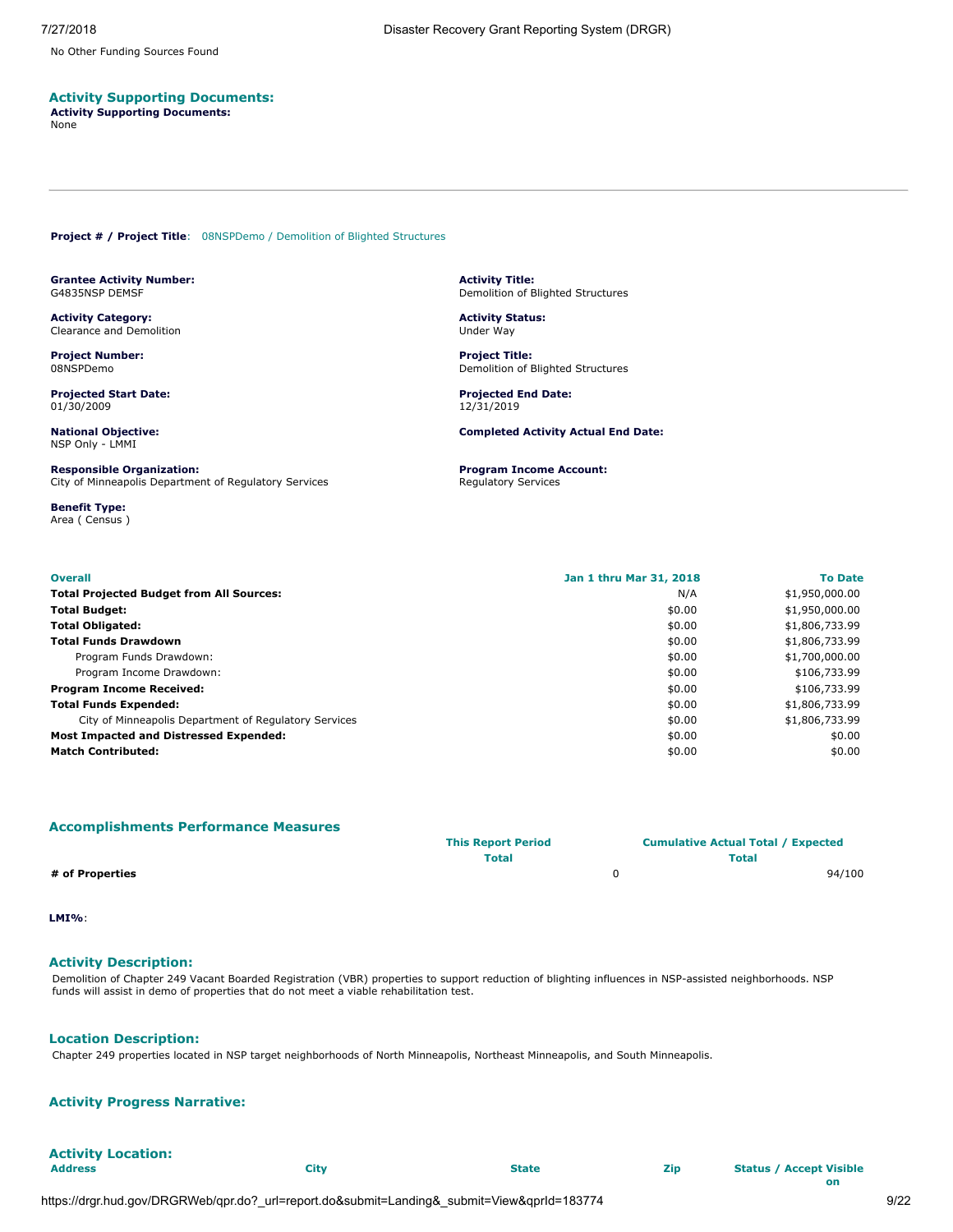No Other Funding Sources Found

## Activity Supporting Documents:

**Activity Supporting Documents:**
None

---

**Project # / Project Title**: 08NSPDemo / Demolition of Blighted Structures

**Grantee Activity Number:**
G4835NSP DEMSF

**Activity Title:**
Demolition of Blighted Structures

**Activity Category:**
Clearance and Demolition

**Activity Status:**
Under Way

**Project Number:**
08NSPDemo

**Project Title:**
Demolition of Blighted Structures

**Projected Start Date:**
01/30/2009

**Projected End Date:**
12/31/2019

**National Objective:**
NSP Only - LMMI

**Completed Activity Actual End Date:**

**Responsible Organization:**
City of Minneapolis Department of Regulatory Services

**Program Income Account:**
Regulatory Services

**Benefit Type:**
Area ( Census )

| Overall | Jan 1 thru Mar 31, 2018 | To Date |
|---|---|---|
| **Total Projected Budget from All Sources:** | N/A | $1,950,000.00 |
| **Total Budget:** | $0.00 | $1,950,000.00 |
| **Total Obligated:** | $0.00 | $1,806,733.99 |
| **Total Funds Drawdown** | $0.00 | $1,806,733.99 |
| Program Funds Drawdown: | $0.00 | $1,700,000.00 |
| Program Income Drawdown: | $0.00 | $106,733.99 |
| **Program Income Received:** | $0.00 | $106,733.99 |
| **Total Funds Expended:** | $0.00 | $1,806,733.99 |
| City of Minneapolis Department of Regulatory Services | $0.00 | $1,806,733.99 |
| **Most Impacted and Distressed Expended:** | $0.00 | $0.00 |
| **Match Contributed:** | $0.00 | $0.00 |

## Accomplishments Performance Measures

| | This Report Period Total | Cumulative Actual Total / Expected Total |
|---|---|---|
| **# of Properties** | 0 | 94/100 |

**LMI%**:

## Activity Description:

Demolition of Chapter 249 Vacant Boarded Registration (VBR) properties to support reduction of blighting influences in NSP-assisted neighborhoods. NSP funds will assist in demo of properties that do not meet a viable rehabilitation test.

## Location Description:

Chapter 249 properties located in NSP target neighborhoods of North Minneapolis, Northeast Minneapolis, and South Minneapolis.

## Activity Progress Narrative:

## Activity Location:

| Address | City | State | Zip | Status / Accept Visible on |
|---|---|---|---|---|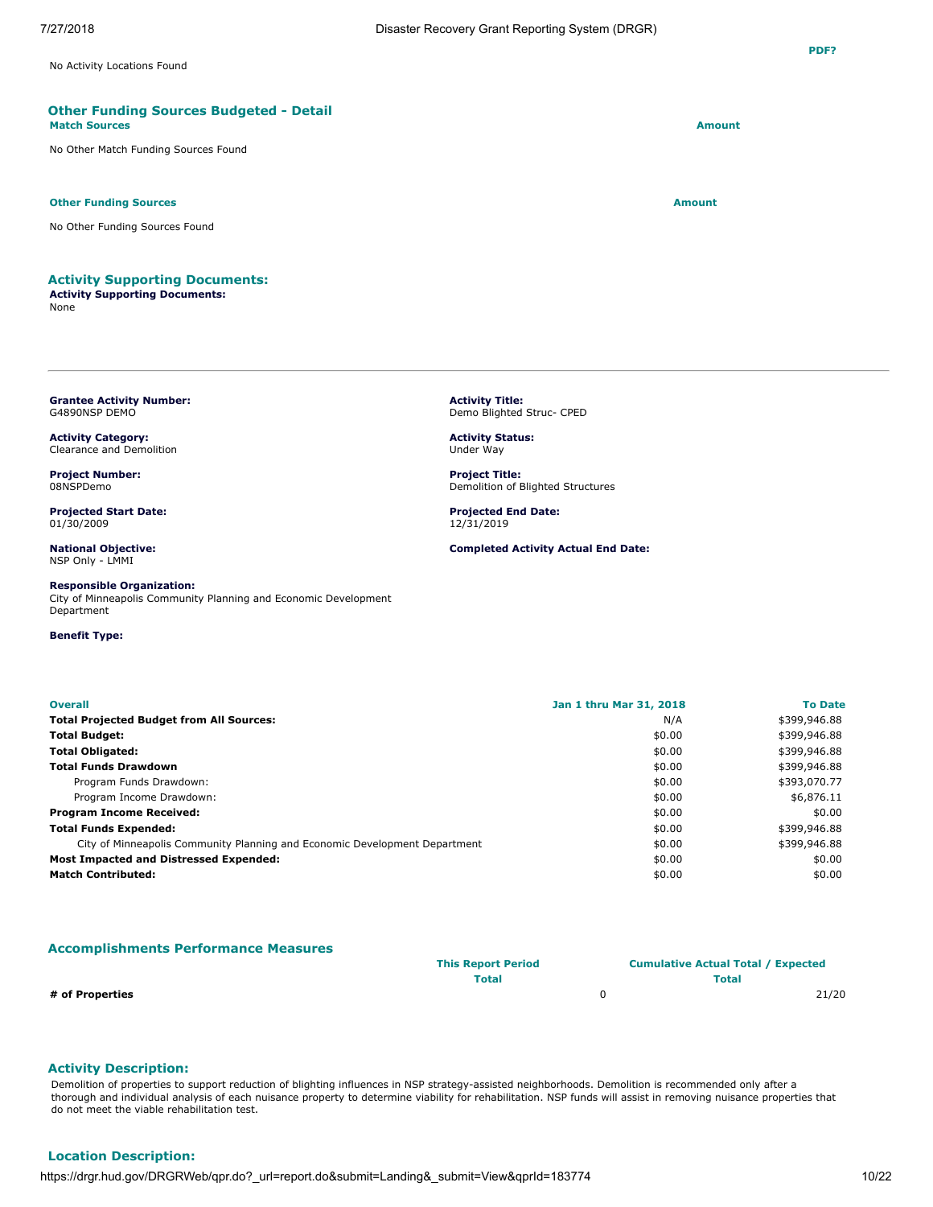No Activity Locations Found

## Other Funding Sources Budgeted - Detail

| Match Sources | Amount |
|---|---|
| No Other Match Funding Sources Found | |

| Other Funding Sources | Amount |
|---|---|
| No Other Funding Sources Found | |

## Activity Supporting Documents:

**Activity Supporting Documents:**
None

---

**Grantee Activity Number:**
G4890NSP DEMO

**Activity Title:**
Demo Blighted Struc- CPED

**Activity Category:**
Clearance and Demolition

**Activity Status:**
Under Way

**Project Number:**
08NSPDemo

**Project Title:**
Demolition of Blighted Structures

**Projected Start Date:**
01/30/2009

**Projected End Date:**
12/31/2019

**National Objective:**
NSP Only - LMMI

**Completed Activity Actual End Date:**

**Responsible Organization:**
City of Minneapolis Community Planning and Economic Development Department

**Benefit Type:**

| Overall | Jan 1 thru Mar 31, 2018 | To Date |
|---|---|---|
| **Total Projected Budget from All Sources:** | N/A | $399,946.88 |
| **Total Budget:** | $0.00 | $399,946.88 |
| **Total Obligated:** | $0.00 | $399,946.88 |
| **Total Funds Drawdown** | $0.00 | $399,946.88 |
| Program Funds Drawdown: | $0.00 | $393,070.77 |
| Program Income Drawdown: | $0.00 | $6,876.11 |
| **Program Income Received:** | $0.00 | $0.00 |
| **Total Funds Expended:** | $0.00 | $399,946.88 |
| City of Minneapolis Community Planning and Economic Development Department | $0.00 | $399,946.88 |
| **Most Impacted and Distressed Expended:** | $0.00 | $0.00 |
| **Match Contributed:** | $0.00 | $0.00 |

## Accomplishments Performance Measures

| | This Report Period Total | Cumulative Actual Total / Expected Total |
|---|---|---|
| **# of Properties** | 0 | 21/20 |

## Activity Description:

Demolition of properties to support reduction of blighting influences in NSP strategy-assisted neighborhoods. Demolition is recommended only after a thorough and individual analysis of each nuisance property to determine viability for rehabilitation. NSP funds will assist in removing nuisance properties that do not meet the viable rehabilitation test.

## Location Description: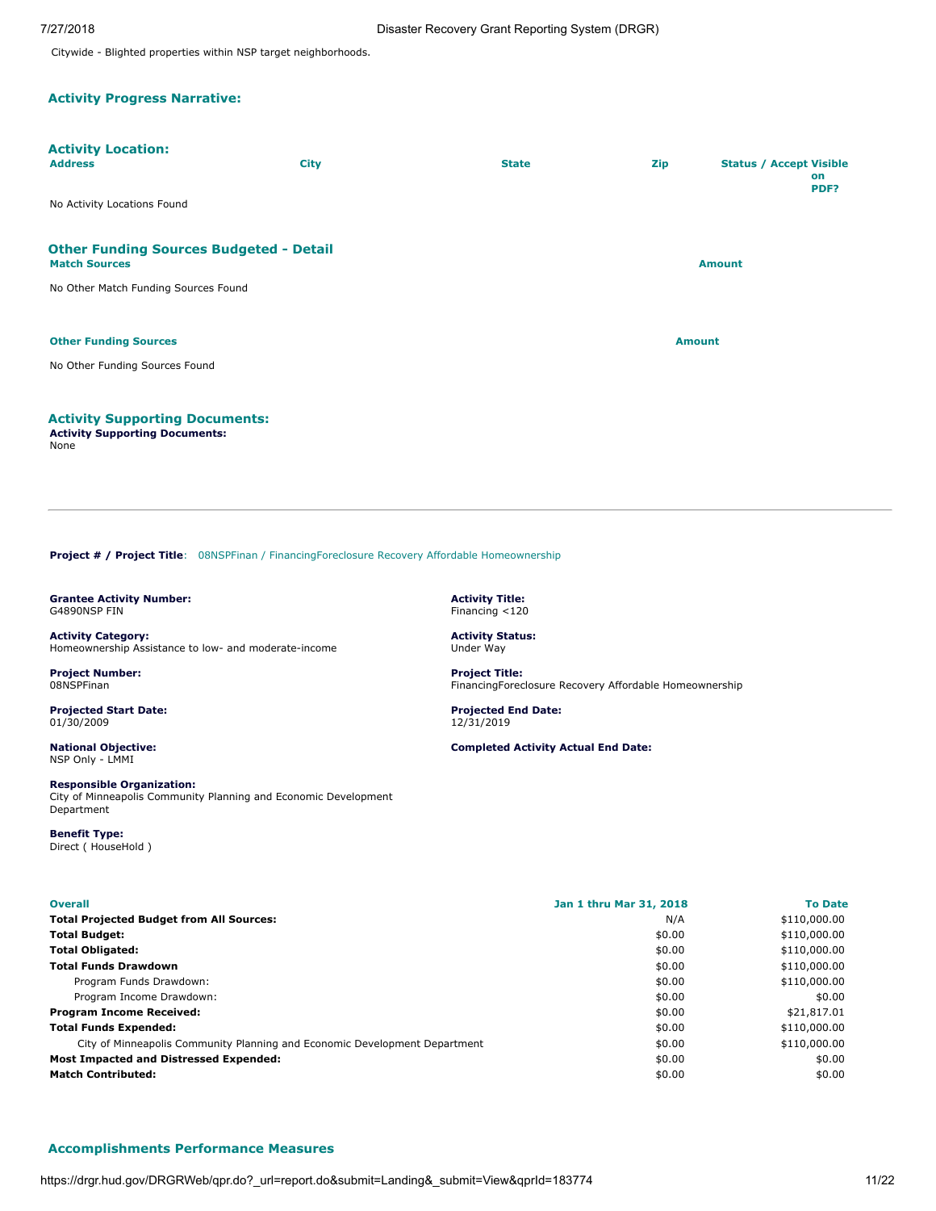Citywide - Blighted properties within NSP target neighborhoods.

### Activity Progress Narrative:

### Activity Location:

| Address | City | State | Zip | Status / Accept Visible on PDF? |
| --- | --- | --- | --- | --- |

No Activity Locations Found

### Other Funding Sources Budgeted - Detail

| Match Sources | Amount |
| --- | --- |

No Other Match Funding Sources Found

| Other Funding Sources | Amount |
| --- | --- |

No Other Funding Sources Found

### Activity Supporting Documents:

**Activity Supporting Documents:**
None

---

**Project # / Project Title**: 08NSPFinan / FinancingForeclosure Recovery Affordable Homeownership

**Grantee Activity Number:**
G4890NSP FIN

**Activity Title:**
Financing <120

**Activity Category:**
Homeownership Assistance to low- and moderate-income

**Activity Status:**
Under Way

**Project Number:**
08NSPFinan

**Project Title:**
FinancingForeclosure Recovery Affordable Homeownership

**Projected Start Date:**
01/30/2009

**Projected End Date:**
12/31/2019

**National Objective:**
NSP Only - LMMI

**Completed Activity Actual End Date:**

**Responsible Organization:**
City of Minneapolis Community Planning and Economic Development Department

**Benefit Type:**
Direct ( HouseHold )

| Overall | Jan 1 thru Mar 31, 2018 | To Date |
| --- | --- | --- |
| **Total Projected Budget from All Sources:** | N/A | $110,000.00 |
| **Total Budget:** | $0.00 | $110,000.00 |
| **Total Obligated:** | $0.00 | $110,000.00 |
| **Total Funds Drawdown** | $0.00 | $110,000.00 |
| Program Funds Drawdown: | $0.00 | $110,000.00 |
| Program Income Drawdown: | $0.00 | $0.00 |
| **Program Income Received:** | $0.00 | $21,817.01 |
| **Total Funds Expended:** | $0.00 | $110,000.00 |
| City of Minneapolis Community Planning and Economic Development Department | $0.00 | $110,000.00 |
| **Most Impacted and Distressed Expended:** | $0.00 | $0.00 |
| **Match Contributed:** | $0.00 | $0.00 |

### Accomplishments Performance Measures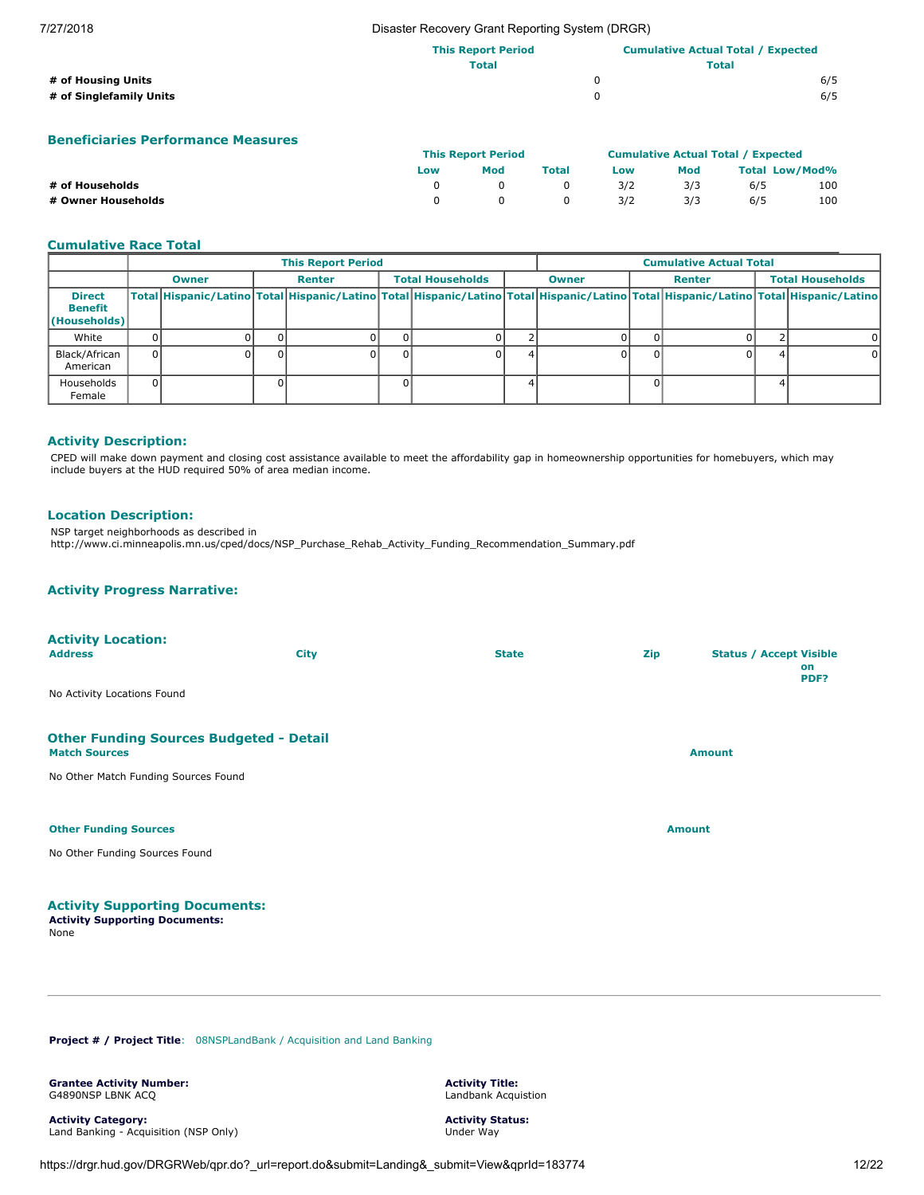| | This Report Period Total | Cumulative Actual Total / Expected Total |
|---|---|---|
| # of Housing Units | 0 | 6/5 |
| # of Singlefamily Units | 0 | 6/5 |

## Beneficiaries Performance Measures

| | This Report Period | | | Cumulative Actual Total / Expected | | | |
|---|---|---|---|---|---|---|---|
| | Low | Mod | Total | Low | Mod | Total | Low/Mod% |
| # of Households | 0 | 0 | 0 | 3/2 | 3/3 | 6/5 | 100 |
| # Owner Households | 0 | 0 | 0 | 3/2 | 3/3 | 6/5 | 100 |

## Cumulative Race Total

| | This Report Period | | | | | | Cumulative Actual Total | | | | | |
|---|---|---|---|---|---|---|---|---|---|---|---|---|
| | Owner | | Renter | | Total Households | | Owner | | Renter | | Total Households | |
| Direct Benefit (Households) | Total | Hispanic/Latino | Total | Hispanic/Latino | Total | Hispanic/Latino | Total | Hispanic/Latino | Total | Hispanic/Latino | Total | Hispanic/Latino |
| White | 0 | 0 | 0 | 0 | 0 | 0 | 2 | 0 | 0 | 0 | 2 | 0 |
| Black/African American | 0 | 0 | 0 | 0 | 0 | 0 | 4 | 0 | 0 | 0 | 4 | 0 |
| Households Female | 0 | | 0 | | 0 | | 4 | | 0 | | 4 | |

## Activity Description:

CPED will make down payment and closing cost assistance available to meet the affordability gap in homeownership opportunities for homebuyers, which may include buyers at the HUD required 50% of area median income.

## Location Description:

NSP target neighborhoods as described in http://www.ci.minneapolis.mn.us/cped/docs/NSP_Purchase_Rehab_Activity_Funding_Recommendation_Summary.pdf

## Activity Progress Narrative:

## Activity Location:

| Address | City | State | Zip | Status / Accept Visible on PDF? |
|---|---|---|---|---|

No Activity Locations Found

## Other Funding Sources Budgeted - Detail

| Match Sources | Amount |
|---|---|

No Other Match Funding Sources Found

| Other Funding Sources | Amount |
|---|---|

No Other Funding Sources Found

## Activity Supporting Documents:

**Activity Supporting Documents:**
None

---

**Project # / Project Title**: 08NSPLandBank / Acquisition and Land Banking

**Grantee Activity Number:**
G4890NSP LBNK ACQ

**Activity Title:**
Landbank Acquistion

**Activity Category:**
Land Banking - Acquisition (NSP Only)

**Activity Status:**
Under Way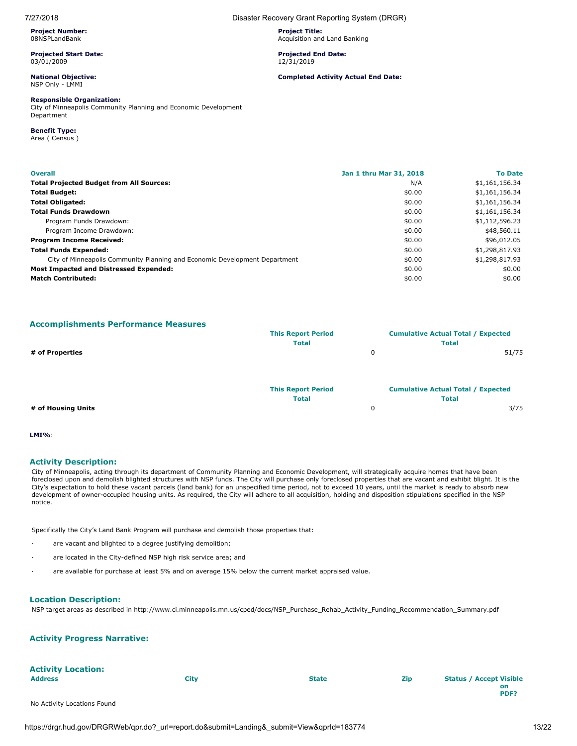**Project Number:**
08NSPLandBank

**Project Title:**
Acquisition and Land Banking

**Projected Start Date:**
03/01/2009

**Projected End Date:**
12/31/2019

**National Objective:**
NSP Only - LMMI

**Completed Activity Actual End Date:**

**Responsible Organization:**
City of Minneapolis Community Planning and Economic Development Department

**Benefit Type:**
Area ( Census )

| Overall | Jan 1 thru Mar 31, 2018 | To Date |
|---|---|---|
| **Total Projected Budget from All Sources:** | N/A | $1,161,156.34 |
| **Total Budget:** | $0.00 | $1,161,156.34 |
| **Total Obligated:** | $0.00 | $1,161,156.34 |
| **Total Funds Drawdown** | $0.00 | $1,161,156.34 |
| Program Funds Drawdown: | $0.00 | $1,112,596.23 |
| Program Income Drawdown: | $0.00 | $48,560.11 |
| **Program Income Received:** | $0.00 | $96,012.05 |
| **Total Funds Expended:** | $0.00 | $1,298,817.93 |
| City of Minneapolis Community Planning and Economic Development Department | $0.00 | $1,298,817.93 |
| **Most Impacted and Distressed Expended:** | $0.00 | $0.00 |
| **Match Contributed:** | $0.00 | $0.00 |

## Accomplishments Performance Measures

| | This Report Period Total | Cumulative Actual Total / Expected Total |
|---|---|---|
| **# of Properties** | 0 | 51/75 |

| | This Report Period Total | Cumulative Actual Total / Expected Total |
|---|---|---|
| **# of Housing Units** | 0 | 3/75 |

**LMI%**:

## Activity Description:

City of Minneapolis, acting through its department of Community Planning and Economic Development, will strategically acquire homes that have been foreclosed upon and demolish blighted structures with NSP funds. The City will purchase only foreclosed properties that are vacant and exhibit blight. It is the City's expectation to hold these vacant parcels (land bank) for an unspecified time period, not to exceed 10 years, until the market is ready to absorb new development of owner-occupied housing units. As required, the City will adhere to all acquisition, holding and disposition stipulations specified in the NSP notice.

Specifically the City's Land Bank Program will purchase and demolish those properties that:

- are vacant and blighted to a degree justifying demolition;
- are located in the City-defined NSP high risk service area; and
- are available for purchase at least 5% and on average 15% below the current market appraised value.

## Location Description:

NSP target areas as described in http://www.ci.minneapolis.mn.us/cped/docs/NSP_Purchase_Rehab_Activity_Funding_Recommendation_Summary.pdf

## Activity Progress Narrative:

## Activity Location:

| Address | City | State | Zip | Status / Accept Visible on PDF? |
|---|---|---|---|---|

No Activity Locations Found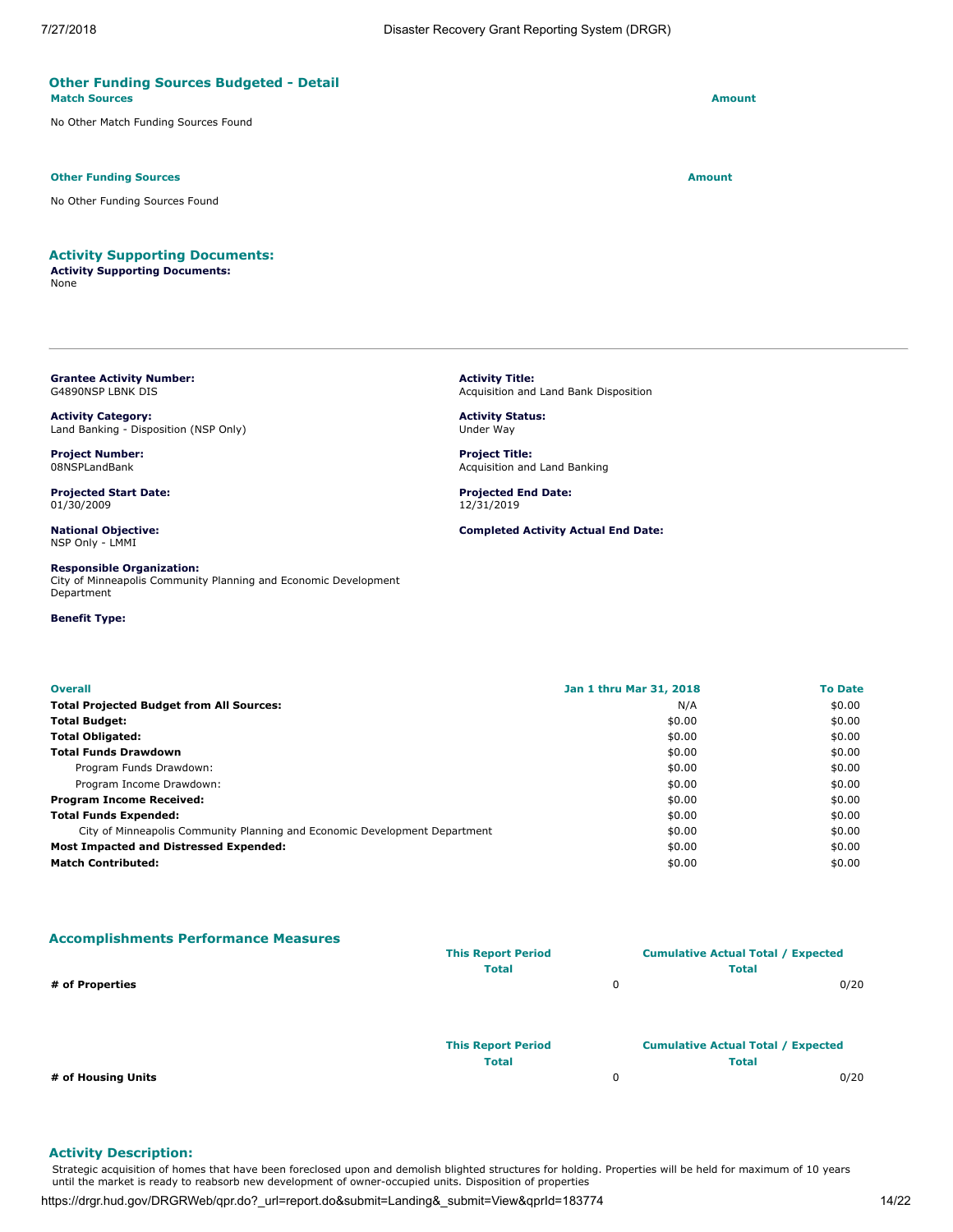### Other Funding Sources Budgeted - Detail

| Match Sources | Amount |
| --- | --- |
| No Other Match Funding Sources Found | |

| Other Funding Sources | Amount |
| --- | --- |
| No Other Funding Sources Found | |

### Activity Supporting Documents:

**Activity Supporting Documents:**
None

---

**Grantee Activity Number:**
G4890NSP LBNK DIS

**Activity Title:**
Acquisition and Land Bank Disposition

**Activity Category:**
Land Banking - Disposition (NSP Only)

**Activity Status:**
Under Way

**Project Number:**
08NSPLandBank

**Project Title:**
Acquisition and Land Banking

**Projected Start Date:**
01/30/2009

**Projected End Date:**
12/31/2019

**National Objective:**
NSP Only - LMMI

**Completed Activity Actual End Date:**

**Responsible Organization:**
City of Minneapolis Community Planning and Economic Development Department

**Benefit Type:**

| Overall | Jan 1 thru Mar 31, 2018 | To Date |
| --- | --- | --- |
| **Total Projected Budget from All Sources:** | N/A | $0.00 |
| **Total Budget:** | $0.00 | $0.00 |
| **Total Obligated:** | $0.00 | $0.00 |
| **Total Funds Drawdown** | $0.00 | $0.00 |
| Program Funds Drawdown: | $0.00 | $0.00 |
| Program Income Drawdown: | $0.00 | $0.00 |
| **Program Income Received:** | $0.00 | $0.00 |
| **Total Funds Expended:** | $0.00 | $0.00 |
| City of Minneapolis Community Planning and Economic Development Department | $0.00 | $0.00 |
| **Most Impacted and Distressed Expended:** | $0.00 | $0.00 |
| **Match Contributed:** | $0.00 | $0.00 |

### Accomplishments Performance Measures

| | This Report Period Total | Cumulative Actual Total / Expected Total |
| --- | --- | --- |
| **# of Properties** | 0 | 0/20 |

| | This Report Period Total | Cumulative Actual Total / Expected Total |
| --- | --- | --- |
| **# of Housing Units** | 0 | 0/20 |

### Activity Description:

Strategic acquisition of homes that have been foreclosed upon and demolish blighted structures for holding. Properties will be held for maximum of 10 years until the market is ready to reabsorb new development of owner-occupied units. Disposition of properties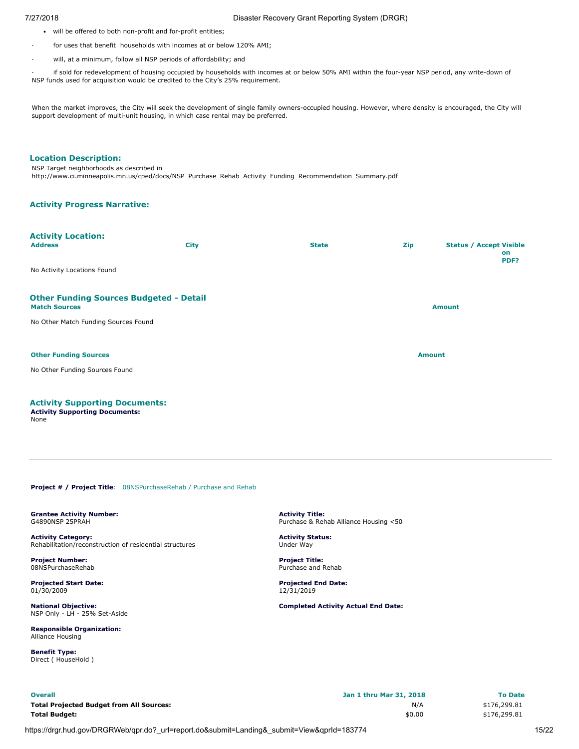- will be offered to both non-profit and for-profit entities;
- for uses that benefit households with incomes at or below 120% AMI;
- will, at a minimum, follow all NSP periods of affordability; and
- if sold for redevelopment of housing occupied by households with incomes at or below 50% AMI within the four-year NSP period, any write-down of NSP funds used for acquisition would be credited to the City's 25% requirement.

When the market improves, the City will seek the development of single family owners-occupied housing. However, where density is encouraged, the City will support development of multi-unit housing, in which case rental may be preferred.

### Location Description:

NSP Target neighborhoods as described in http://www.ci.minneapolis.mn.us/cped/docs/NSP_Purchase_Rehab_Activity_Funding_Recommendation_Summary.pdf

### Activity Progress Narrative:

### Activity Location:

| Address | City | State | Zip | Status / Accept Visible on PDF? |
|---|---|---|---|---|

No Activity Locations Found

### Other Funding Sources Budgeted - Detail

| Match Sources | Amount |
|---|---|

No Other Match Funding Sources Found

| Other Funding Sources | Amount |
|---|---|

No Other Funding Sources Found

### Activity Supporting Documents:

**Activity Supporting Documents:**
None

---

**Project # / Project Title**: 08NSPurchaseRehab / Purchase and Rehab

**Grantee Activity Number:**
G4890NSP 25PRAH

**Activity Title:**
Purchase & Rehab Alliance Housing <50

**Activity Category:**
Rehabilitation/reconstruction of residential structures

**Activity Status:**
Under Way

**Project Number:**
08NSPurchaseRehab

**Project Title:**
Purchase and Rehab

**Projected Start Date:**
01/30/2009

**Projected End Date:**
12/31/2019

**National Objective:**
NSP Only - LH - 25% Set-Aside

**Completed Activity Actual End Date:**

**Responsible Organization:**
Alliance Housing

**Benefit Type:**
Direct ( HouseHold )

| Overall | Jan 1 thru Mar 31, 2018 | To Date |
|---|---|---|
| **Total Projected Budget from All Sources:** | N/A | $176,299.81 |
| **Total Budget:** | $0.00 | $176,299.81 |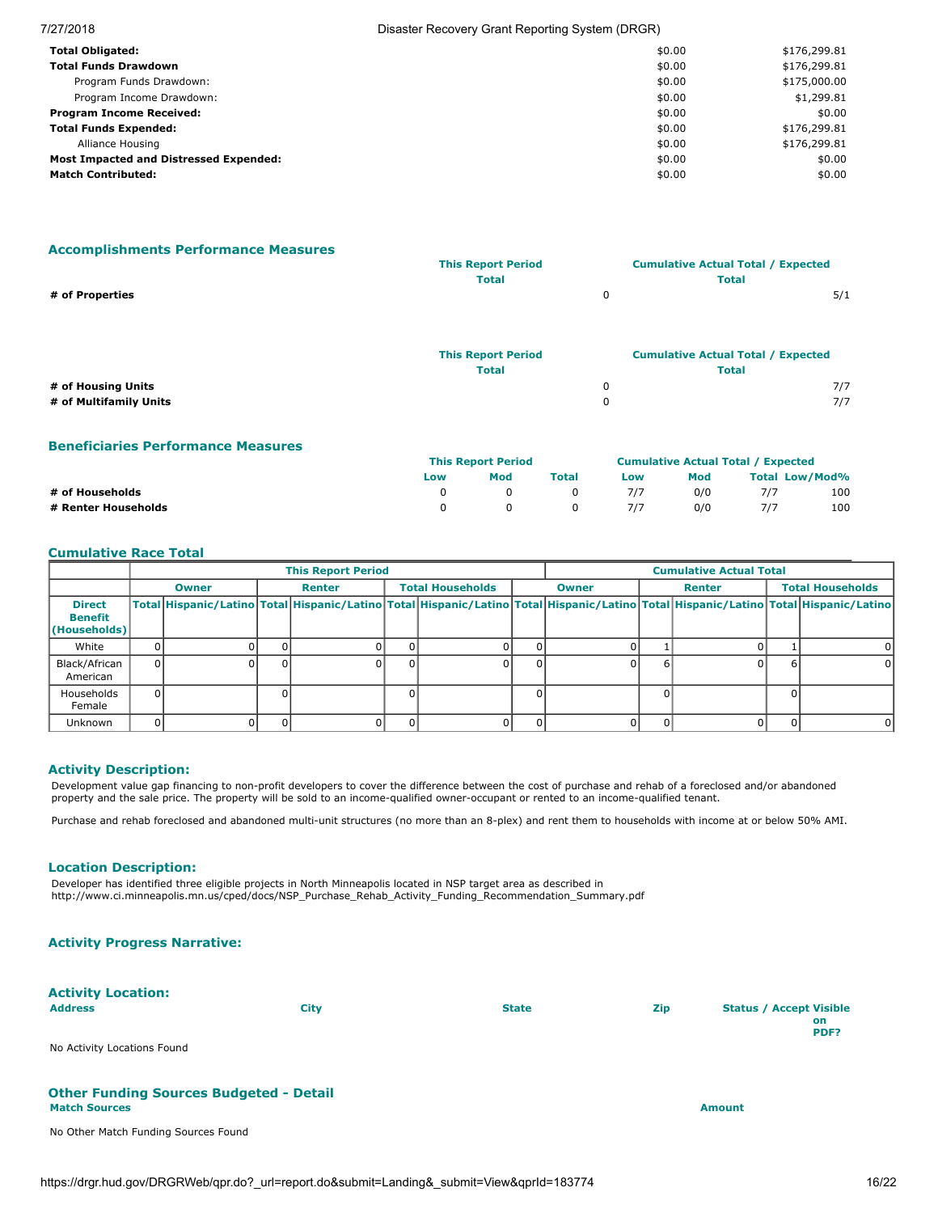| | | |
|---|---|---|
| **Total Obligated:** | $0.00 | $176,299.81 |
| **Total Funds Drawdown** | $0.00 | $176,299.81 |
| Program Funds Drawdown: | $0.00 | $175,000.00 |
| Program Income Drawdown: | $0.00 | $1,299.81 |
| **Program Income Received:** | $0.00 | $0.00 |
| **Total Funds Expended:** | $0.00 | $176,299.81 |
| Alliance Housing | $0.00 | $176,299.81 |
| **Most Impacted and Distressed Expended:** | $0.00 | $0.00 |
| **Match Contributed:** | $0.00 | $0.00 |

## Accomplishments Performance Measures

| | This Report Period Total | Cumulative Actual Total / Expected Total |
|---|---|---|
| **# of Properties** | 0 | 5/1 |

| | This Report Period Total | Cumulative Actual Total / Expected Total |
|---|---|---|
| **# of Housing Units** | 0 | 7/7 |
| **# of Multifamily Units** | 0 | 7/7 |

## Beneficiaries Performance Measures

| | This Report Period | | | Cumulative Actual Total / Expected | | | |
|---|---|---|---|---|---|---|---|
| | Low | Mod | Total | Low | Mod | Total | Low/Mod% |
| **# of Households** | 0 | 0 | 0 | 7/7 | 0/0 | 7/7 | 100 |
| **# Renter Households** | 0 | 0 | 0 | 7/7 | 0/0 | 7/7 | 100 |

## Cumulative Race Total

| | This Report Period | | | | | | Cumulative Actual Total | | | | | |
|---|---|---|---|---|---|---|---|---|---|---|---|---|
| | Owner | | Renter | | Total Households | | Owner | | Renter | | Total Households | |
| Direct Benefit (Households) | Total | Hispanic/Latino | Total | Hispanic/Latino | Total | Hispanic/Latino | Total | Hispanic/Latino | Total | Hispanic/Latino | Total | Hispanic/Latino |
| White | 0 | 0 | 0 | 0 | 0 | 0 | 0 | 0 | 1 | 0 | 1 | 0 |
| Black/African American | 0 | 0 | 0 | 0 | 0 | 0 | 0 | 0 | 6 | 0 | 6 | 0 |
| Households Female | 0 | | 0 | | 0 | | 0 | | 0 | | 0 | |
| Unknown | 0 | 0 | 0 | 0 | 0 | 0 | 0 | 0 | 0 | 0 | 0 | 0 |

## Activity Description:

Development value gap financing to non-profit developers to cover the difference between the cost of purchase and rehab of a foreclosed and/or abandoned property and the sale price. The property will be sold to an income-qualified owner-occupant or rented to an income-qualified tenant.

Purchase and rehab foreclosed and abandoned multi-unit structures (no more than an 8-plex) and rent them to households with income at or below 50% AMI.

## Location Description:

Developer has identified three eligible projects in North Minneapolis located in NSP target area as described in http://www.ci.minneapolis.mn.us/cped/docs/NSP_Purchase_Rehab_Activity_Funding_Recommendation_Summary.pdf

## Activity Progress Narrative:

## Activity Location:

| Address | City | State | Zip | Status / Accept Visible on PDF? |
|---|---|---|---|---|

No Activity Locations Found

## Other Funding Sources Budgeted - Detail

| Match Sources | Amount |
|---|---|

No Other Match Funding Sources Found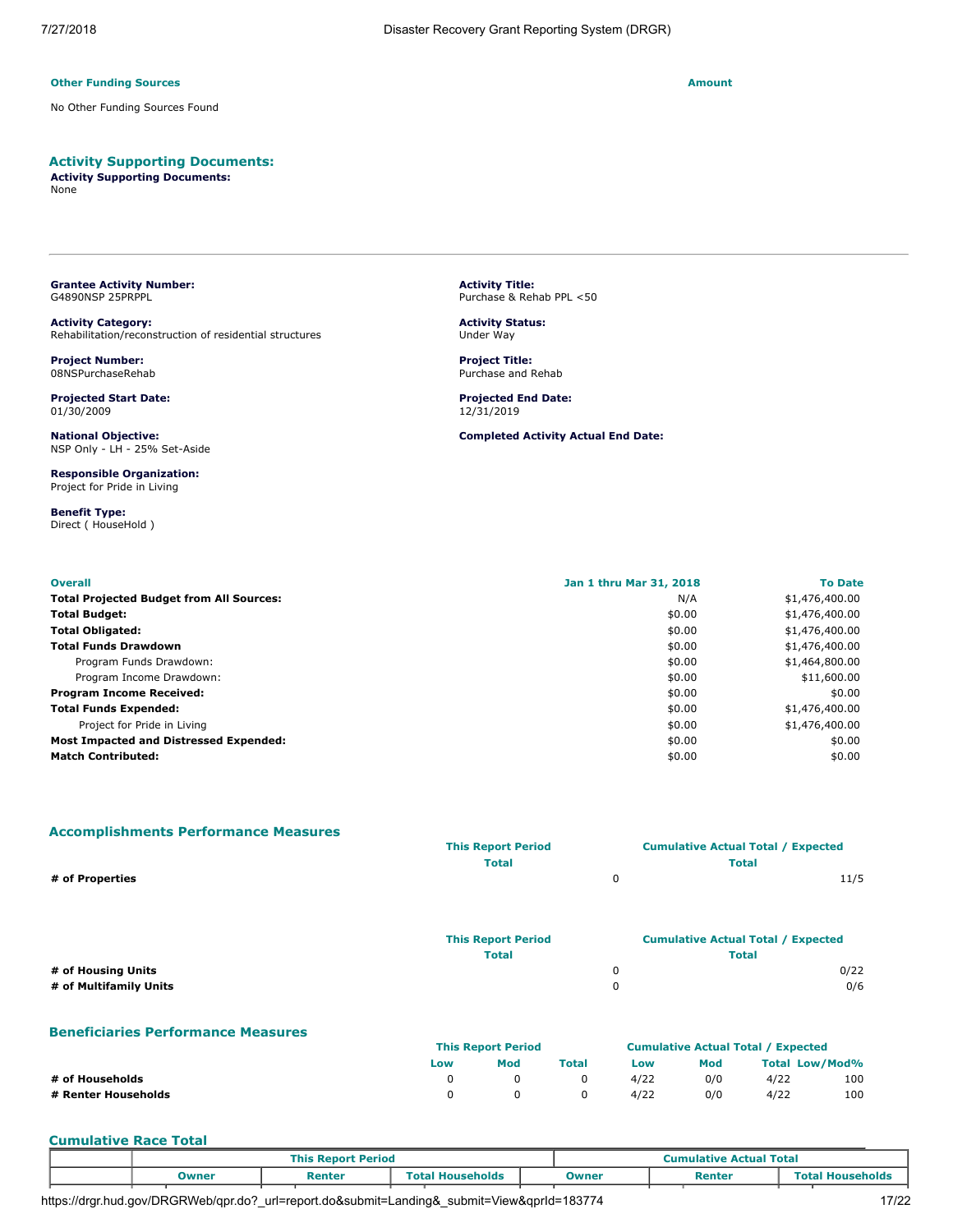**Other Funding Sources** | **Amount**

No Other Funding Sources Found

## Activity Supporting Documents:

**Activity Supporting Documents:**
None

---

**Grantee Activity Number:**
G4890NSP 25PRPPL

**Activity Title:**
Purchase & Rehab PPL <50

**Activity Category:**
Rehabilitation/reconstruction of residential structures

**Activity Status:**
Under Way

**Project Number:**
08NSPurchaseRehab

**Project Title:**
Purchase and Rehab

**Projected Start Date:**
01/30/2009

**Projected End Date:**
12/31/2019

**National Objective:**
NSP Only - LH - 25% Set-Aside

**Completed Activity Actual End Date:**

**Responsible Organization:**
Project for Pride in Living

**Benefit Type:**
Direct ( HouseHold )

| Overall | Jan 1 thru Mar 31, 2018 | To Date |
|---|---|---|
| **Total Projected Budget from All Sources:** | N/A | $1,476,400.00 |
| **Total Budget:** | $0.00 | $1,476,400.00 |
| **Total Obligated:** | $0.00 | $1,476,400.00 |
| **Total Funds Drawdown** | $0.00 | $1,476,400.00 |
| Program Funds Drawdown: | $0.00 | $1,464,800.00 |
| Program Income Drawdown: | $0.00 | $11,600.00 |
| **Program Income Received:** | $0.00 | $0.00 |
| **Total Funds Expended:** | $0.00 | $1,476,400.00 |
| Project for Pride in Living | $0.00 | $1,476,400.00 |
| **Most Impacted and Distressed Expended:** | $0.00 | $0.00 |
| **Match Contributed:** | $0.00 | $0.00 |

## Accomplishments Performance Measures

| | This Report Period Total | Cumulative Actual Total / Expected Total |
|---|---|---|
| **# of Properties** | 0 | 11/5 |

| | This Report Period Total | Cumulative Actual Total / Expected Total |
|---|---|---|
| **# of Housing Units** | 0 | 0/22 |
| **# of Multifamily Units** | 0 | 0/6 |

## Beneficiaries Performance Measures

| | This Report Period | | | Cumulative Actual Total / Expected | | | |
|---|---|---|---|---|---|---|---|
| | Low | Mod | Total | Low | Mod | Total | Low/Mod% |
| **# of Households** | 0 | 0 | 0 | 4/22 | 0/0 | 4/22 | 100 |
| **# Renter Households** | 0 | 0 | 0 | 4/22 | 0/0 | 4/22 | 100 |

## Cumulative Race Total

| | This Report Period | | | Cumulative Actual Total | | |
|---|---|---|---|---|---|---|
| | Owner | Renter | Total Households | Owner | Renter | Total Households |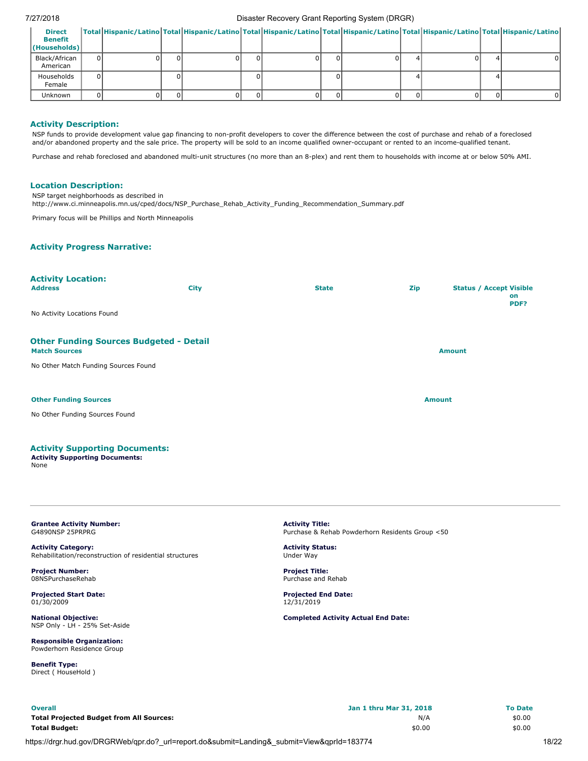| Direct Benefit (Households) | Total | Hispanic/Latino | Total | Hispanic/Latino | Total | Hispanic/Latino | Total | Hispanic/Latino | Total | Hispanic/Latino | Total | Hispanic/Latino |
|---|---|---|---|---|---|---|---|---|---|---|---|---|
| Black/African American | 0 | 0 | 0 | 0 | 0 | 0 | 0 | 0 | 4 | 0 | 4 | 0 |
| Households Female | 0 | | 0 | | 0 | | 0 | | 4 | | 4 | |
| Unknown | 0 | 0 | 0 | 0 | 0 | 0 | 0 | 0 | 0 | 0 | 0 | 0 |

## Activity Description:

NSP funds to provide development value gap financing to non-profit developers to cover the difference between the cost of purchase and rehab of a foreclosed and/or abandoned property and the sale price. The property will be sold to an income qualified owner-occupant or rented to an income-qualified tenant.

Purchase and rehab foreclosed and abandoned multi-unit structures (no more than an 8-plex) and rent them to households with income at or below 50% AMI.

## Location Description:

NSP target neighborhoods as described in http://www.ci.minneapolis.mn.us/cped/docs/NSP_Purchase_Rehab_Activity_Funding_Recommendation_Summary.pdf

Primary focus will be Phillips and North Minneapolis

## Activity Progress Narrative:

## Activity Location:

| Address | City | State | Zip | Status / Accept | Visible on PDF? |
|---|---|---|---|---|---|

No Activity Locations Found

## Other Funding Sources Budgeted - Detail

| Match Sources | Amount |
|---|---|

No Other Match Funding Sources Found

| Other Funding Sources | Amount |
|---|---|

No Other Funding Sources Found

## Activity Supporting Documents:

**Activity Supporting Documents:**
None

---

**Grantee Activity Number:**
G4890NSP 25PRPRG

**Activity Title:**
Purchase & Rehab Powderhorn Residents Group <50

**Activity Category:**
Rehabilitation/reconstruction of residential structures

**Activity Status:**
Under Way

**Project Number:**
08NSPurchaseRehab

**Project Title:**
Purchase and Rehab

**Projected Start Date:**
01/30/2009

**Projected End Date:**
12/31/2019

**National Objective:**
NSP Only - LH - 25% Set-Aside

**Completed Activity Actual End Date:**

**Responsible Organization:**
Powderhorn Residence Group

**Benefit Type:**
Direct ( HouseHold )

| Overall | Jan 1 thru Mar 31, 2018 | To Date |
|---|---|---|
| **Total Projected Budget from All Sources:** | N/A | $0.00 |
| **Total Budget:** | $0.00 | $0.00 |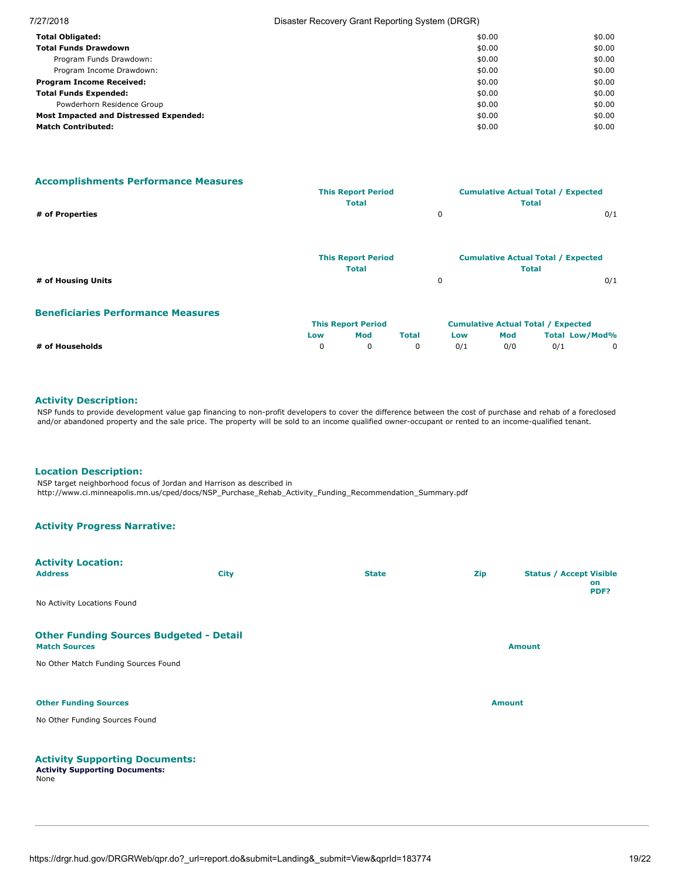| | | |
|---|---|---|
| **Total Obligated:** | $0.00 | $0.00 |
| **Total Funds Drawdown** | $0.00 | $0.00 |
| Program Funds Drawdown: | $0.00 | $0.00 |
| Program Income Drawdown: | $0.00 | $0.00 |
| **Program Income Received:** | $0.00 | $0.00 |
| **Total Funds Expended:** | $0.00 | $0.00 |
| Powderhorn Residence Group | $0.00 | $0.00 |
| **Most Impacted and Distressed Expended:** | $0.00 | $0.00 |
| **Match Contributed:** | $0.00 | $0.00 |

## Accomplishments Performance Measures

| | This Report Period Total | Cumulative Actual Total / Expected Total |
|---|---|---|
| **# of Properties** | 0 | 0/1 |

| | This Report Period Total | Cumulative Actual Total / Expected Total |
|---|---|---|
| **# of Housing Units** | 0 | 0/1 |

## Beneficiaries Performance Measures

| | This Report Period | | | Cumulative Actual Total / Expected | | | |
|---|---|---|---|---|---|---|---|
| | Low | Mod | Total | Low | Mod | Total | Low/Mod% |
| **# of Households** | 0 | 0 | 0 | 0/1 | 0/0 | 0/1 | 0 |

## Activity Description:

NSP funds to provide development value gap financing to non-profit developers to cover the difference between the cost of purchase and rehab of a foreclosed and/or abandoned property and the sale price. The property will be sold to an income qualified owner-occupant or rented to an income-qualified tenant.

## Location Description:

NSP target neighborhood focus of Jordan and Harrison as described in http://www.ci.minneapolis.mn.us/cped/docs/NSP_Purchase_Rehab_Activity_Funding_Recommendation_Summary.pdf

## Activity Progress Narrative:

## Activity Location:

| Address | City | State | Zip | Status / Accept Visible on PDF? |
|---|---|---|---|---|

No Activity Locations Found

## Other Funding Sources Budgeted - Detail

| Match Sources | Amount |
|---|---|

No Other Match Funding Sources Found

| Other Funding Sources | Amount |
|---|---|

No Other Funding Sources Found

## Activity Supporting Documents:

**Activity Supporting Documents:**
None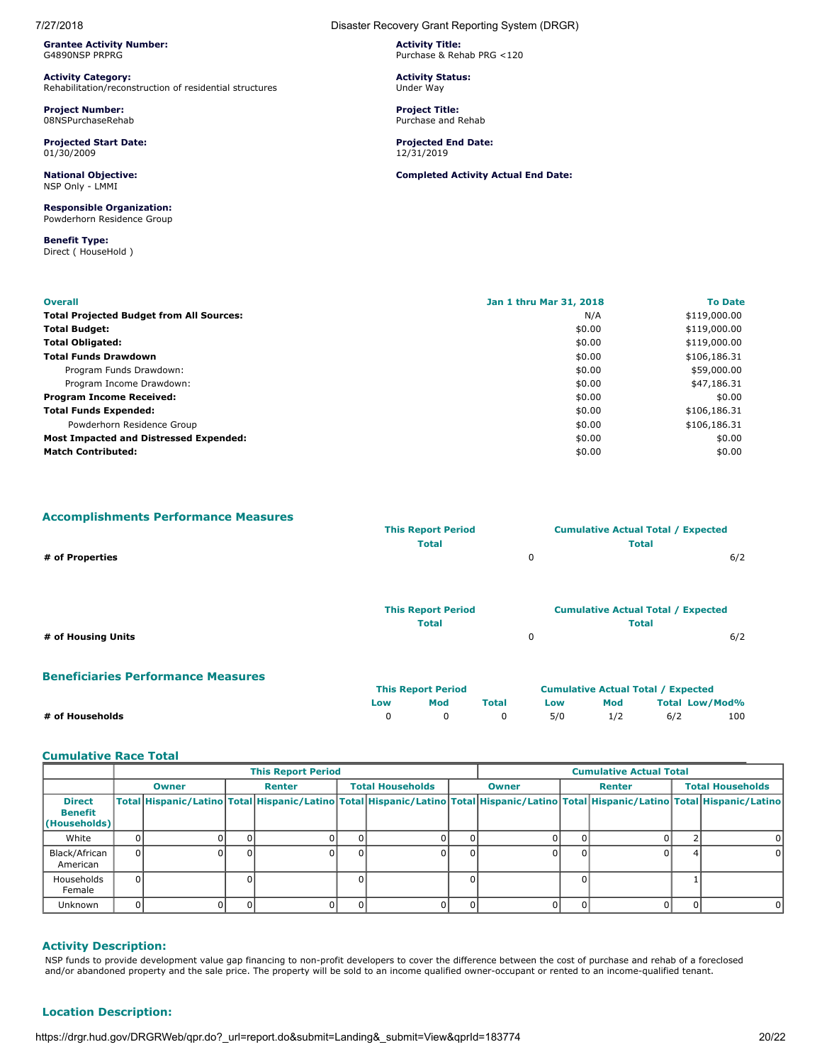**Grantee Activity Number:**
G4890NSP PRPRG

**Activity Title:**
Purchase & Rehab PRG <120

**Activity Category:**
Rehabilitation/reconstruction of residential structures

**Activity Status:**
Under Way

**Project Number:**
08NSPurchaseRehab

**Project Title:**
Purchase and Rehab

**Projected Start Date:**
01/30/2009

**Projected End Date:**
12/31/2019

**National Objective:**
NSP Only - LMMI

**Completed Activity Actual End Date:**

**Responsible Organization:**
Powderhorn Residence Group

**Benefit Type:**
Direct ( HouseHold )

| Overall | Jan 1 thru Mar 31, 2018 | To Date |
|---|---|---|
| **Total Projected Budget from All Sources:** | N/A | $119,000.00 |
| **Total Budget:** | $0.00 | $119,000.00 |
| **Total Obligated:** | $0.00 | $119,000.00 |
| **Total Funds Drawdown** | $0.00 | $106,186.31 |
| Program Funds Drawdown: | $0.00 | $59,000.00 |
| Program Income Drawdown: | $0.00 | $47,186.31 |
| **Program Income Received:** | $0.00 | $0.00 |
| **Total Funds Expended:** | $0.00 | $106,186.31 |
| Powderhorn Residence Group | $0.00 | $106,186.31 |
| **Most Impacted and Distressed Expended:** | $0.00 | $0.00 |
| **Match Contributed:** | $0.00 | $0.00 |

## Accomplishments Performance Measures

| | This Report Period Total | Cumulative Actual Total / Expected Total |
|---|---|---|
| **# of Properties** | 0 | 6/2 |

| | This Report Period Total | Cumulative Actual Total / Expected Total |
|---|---|---|
| **# of Housing Units** | 0 | 6/2 |

## Beneficiaries Performance Measures

| | This Report Period Low | This Report Period Mod | This Report Period Total | Cumulative Low | Cumulative Mod | Cumulative Total | Low/Mod% |
|---|---|---|---|---|---|---|---|
| **# of Households** | 0 | 0 | 0 | 5/0 | 1/2 | 6/2 | 100 |

## Cumulative Race Total

| | This Report Period | | | | | | Cumulative Actual Total | | | | | |
|---|---|---|---|---|---|---|---|---|---|---|---|---|
| | Owner | | Renter | | Total Households | | Owner | | Renter | | Total Households | |
| **Direct Benefit (Households)** | Total | Hispanic/Latino | Total | Hispanic/Latino | Total | Hispanic/Latino | Total | Hispanic/Latino | Total | Hispanic/Latino | Total | Hispanic/Latino |
| White | 0 | 0 | 0 | 0 | 0 | 0 | 0 | 0 | 0 | 0 | 2 | 0 |
| Black/African American | 0 | 0 | 0 | 0 | 0 | 0 | 0 | 0 | 0 | 0 | 4 | 0 |
| Households Female | 0 | | 0 | | 0 | | 0 | | 0 | | 1 | |
| Unknown | 0 | 0 | 0 | 0 | 0 | 0 | 0 | 0 | 0 | 0 | 0 | 0 |

## Activity Description:

NSP funds to provide development value gap financing to non-profit developers to cover the difference between the cost of purchase and rehab of a foreclosed and/or abandoned property and the sale price. The property will be sold to an income qualified owner-occupant or rented to an income-qualified tenant.

## Location Description: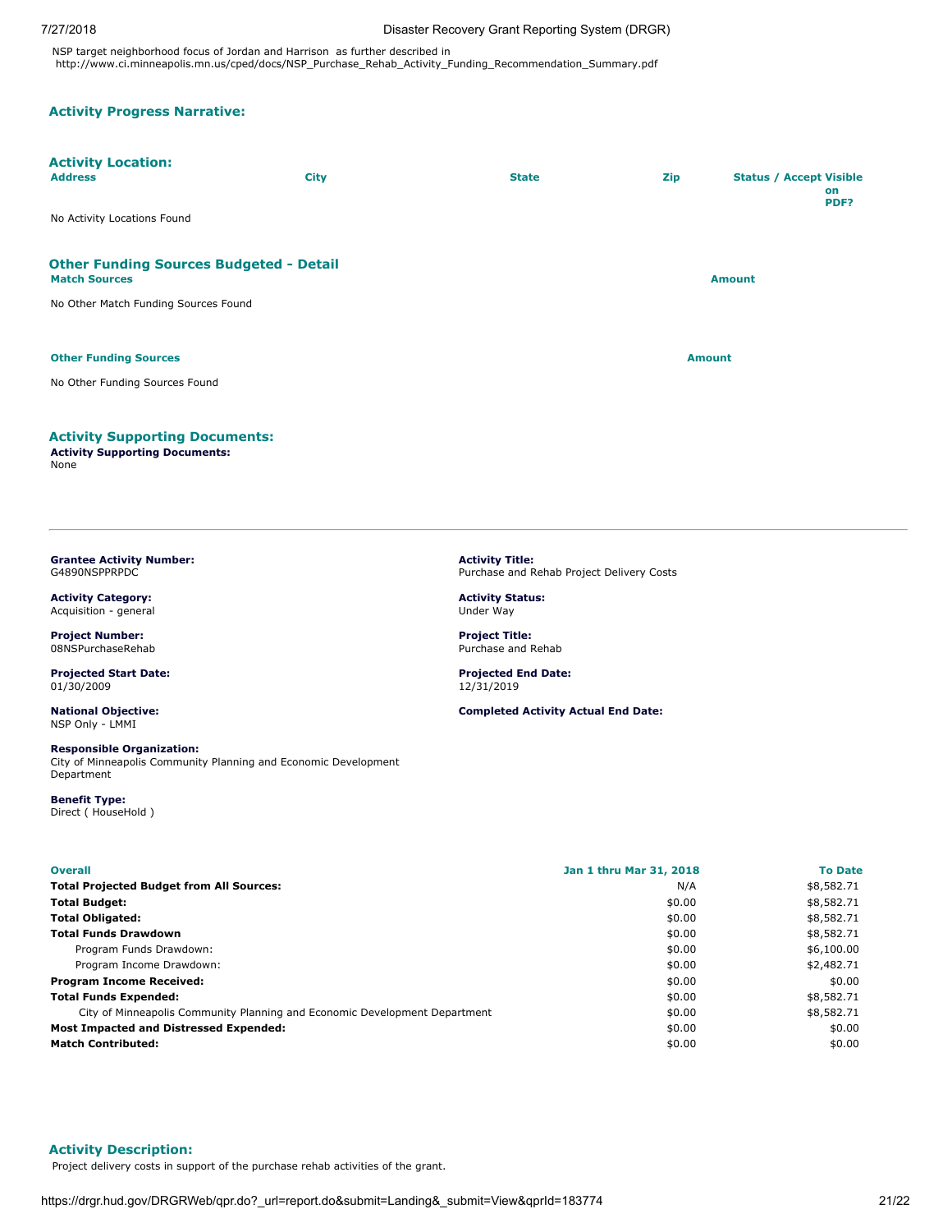NSP target neighborhood focus of Jordan and Harrison as further described in http://www.ci.minneapolis.mn.us/cped/docs/NSP_Purchase_Rehab_Activity_Funding_Recommendation_Summary.pdf

### Activity Progress Narrative:

### Activity Location:

| Address | City | State | Zip | Status / Accept Visible on PDF? |
|---|---|---|---|---|
| No Activity Locations Found | | | | |

### Other Funding Sources Budgeted - Detail

| Match Sources | Amount |
|---|---|
| No Other Match Funding Sources Found | |

| Other Funding Sources | Amount |
|---|---|
| No Other Funding Sources Found | |

### Activity Supporting Documents:

**Activity Supporting Documents:**
None

---

**Grantee Activity Number:**
G4890NSPPRPDC

**Activity Title:**
Purchase and Rehab Project Delivery Costs

**Activity Category:**
Acquisition - general

**Activity Status:**
Under Way

**Project Number:**
08NSPurchaseRehab

**Project Title:**
Purchase and Rehab

**Projected Start Date:**
01/30/2009

**Projected End Date:**
12/31/2019

**National Objective:**
NSP Only - LMMI

**Completed Activity Actual End Date:**

**Responsible Organization:**
City of Minneapolis Community Planning and Economic Development Department

**Benefit Type:**
Direct ( HouseHold )

| Overall | Jan 1 thru Mar 31, 2018 | To Date |
|---|---|---|
| **Total Projected Budget from All Sources:** | N/A | $8,582.71 |
| **Total Budget:** | $0.00 | $8,582.71 |
| **Total Obligated:** | $0.00 | $8,582.71 |
| **Total Funds Drawdown** | $0.00 | $8,582.71 |
| Program Funds Drawdown: | $0.00 | $6,100.00 |
| Program Income Drawdown: | $0.00 | $2,482.71 |
| **Program Income Received:** | $0.00 | $0.00 |
| **Total Funds Expended:** | $0.00 | $8,582.71 |
| City of Minneapolis Community Planning and Economic Development Department | $0.00 | $8,582.71 |
| **Most Impacted and Distressed Expended:** | $0.00 | $0.00 |
| **Match Contributed:** | $0.00 | $0.00 |

### Activity Description:

Project delivery costs in support of the purchase rehab activities of the grant.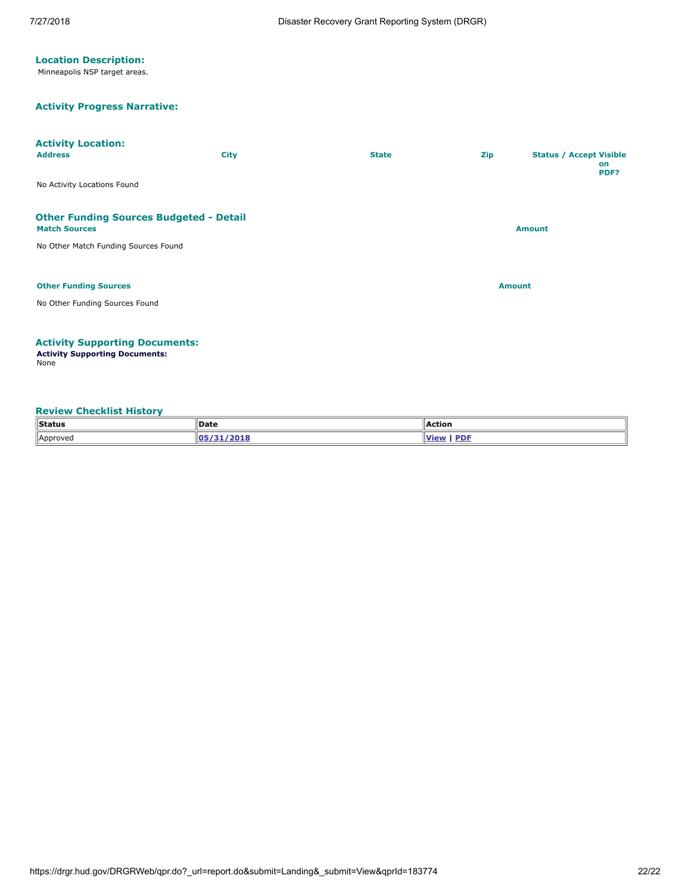### Location Description:

Minneapolis NSP target areas.

### Activity Progress Narrative:

### Activity Location:

| Address | City | State | Zip | Status / Accept Visible on PDF? |
| --- | --- | --- | --- | --- |

No Activity Locations Found

### Other Funding Sources Budgeted - Detail

| Match Sources | Amount |
| --- | --- |

No Other Match Funding Sources Found

| Other Funding Sources | Amount |
| --- | --- |

No Other Funding Sources Found

### Activity Supporting Documents:

**Activity Supporting Documents:**
None

### Review Checklist History

| Status | Date | Action |
| --- | --- | --- |
| Approved | 05/31/2018 | View \| PDF |